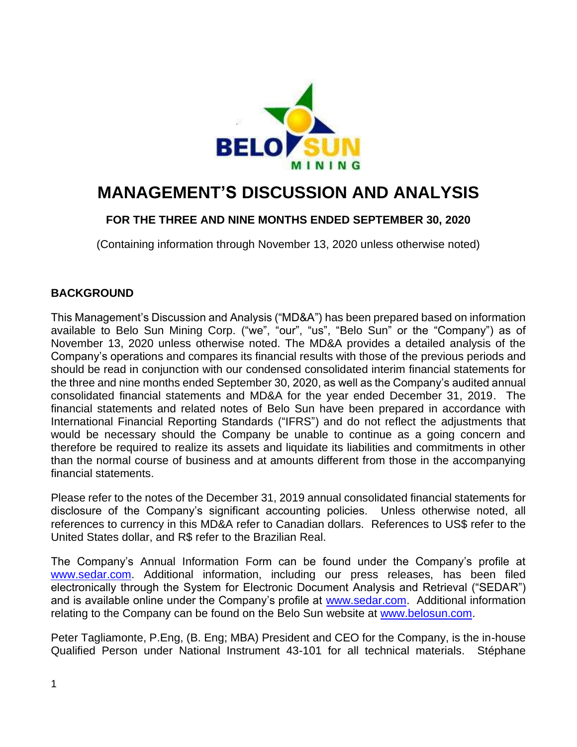# MANAGEMENT'S DISCUSSION AND ANALYSIS

### FOR THE THREE AND NINE MONTHS ENDED SEPTEMBER 30, 2020

(Containing information through November 13, 2020 unless otherwise noted)

## BACKGROUND

This Management's Discussion and Analysis ("MD&A") has been prepared based on information available to Belo Sun Mining Corp. ("we", "our", "us", "Belo Sun" or the "Company") as of November 13, 2020 unless otherwise noted. The MD&A provides a detailed analysis of the Company's operations and compares its financial results with those of the previous periods and should be read in conjunction with our condensed consolidated interim financial statements for the three and nine months ended September 30, 2020, as well as the Company's audited annual consolidated financial statements and MD&A for the year ended December 31, 2019. The financial statements and related notes of Belo Sun have been prepared in accordance with International Financial Reporting Standards ("IFRS") and do not reflect the adjustments that would be necessary should the Company be unable to continue as a going concern and therefore be required to realize its assets and liquidate its liabilities and commitments in other than the normal course of business and at amounts different from those in the accompanying financial statements.

Please refer to the notes of the December 31, 2019 annual consolidated financial statements for disclosure of the Company's significant accounting policies. Unless otherwise noted, all references to currency in this MD&A refer to Canadian dollars. References to US$ refer to the United States dollar, and R$ refer to the Brazilian Real.

The Company's Annual Information Form can be found under the Company's profile at www.sedar.com. Additional information, including our press releases, has been filed electronically through the System for Electronic Document Analysis and Retrieval ("SEDAR") and is available online under the Company's profile at www.sedar.com. Additional information relating to the Company can be found on the Belo Sun website at www.belosun.com.

Peter Tagliamonte, P.Eng, (B. Eng; MBA) President and CEO for the Company, is the in-house Qualified Person under National Instrument 43-101 for all technical materials. Stéphane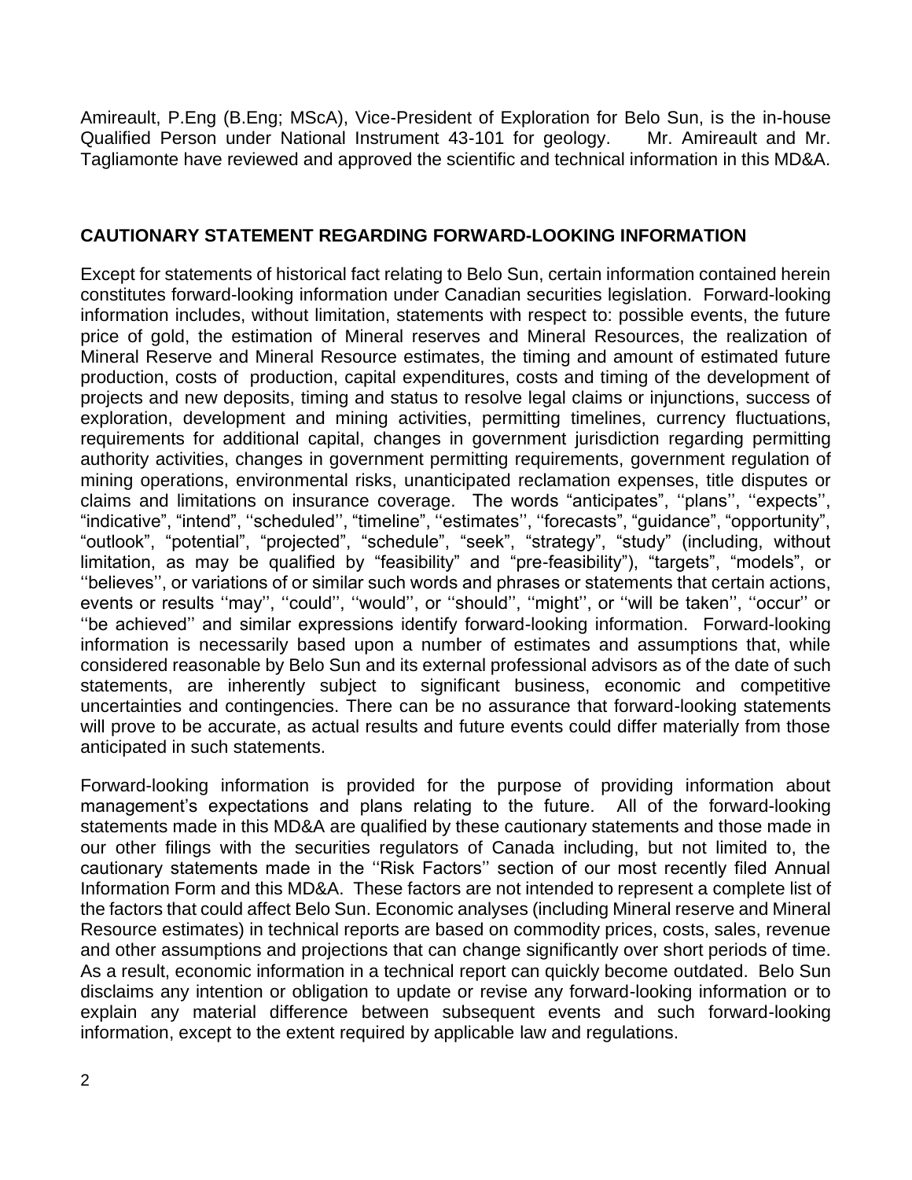Amireault, P.Eng (B.Eng; MScA), Vice-President of Exploration for Belo Sun, is the in-house Qualified Person under National Instrument 43-101 for geology. Mr. Amireault and Mr. Tagliamonte have reviewed and approved the scientific and technical information in this MD&A.

## CAUTIONARY STATEMENT REGARDING FORWARD-LOOKING INFORMATION

Except for statements of historical fact relating to Belo Sun, certain information contained herein constitutes forward-looking information under Canadian securities legislation. Forward-looking information includes, without limitation, statements with respect to: possible events, the future price of gold, the estimation of Mineral reserves and Mineral Resources, the realization of Mineral Reserve and Mineral Resource estimates, the timing and amount of estimated future production, costs of production, capital expenditures, costs and timing of the development of projects and new deposits, timing and status to resolve legal claims or injunctions, success of exploration, development and mining activities, permitting timelines, currency fluctuations, requirements for additional capital, changes in government jurisdiction regarding permitting authority activities, changes in government permitting requirements, government regulation of mining operations, environmental risks, unanticipated reclamation expenses, title disputes or claims and limitations on insurance coverage. The words "anticipates", ''plans'', ''expects'', "indicative", "intend", ''scheduled'', "timeline", ''estimates'', "forecasts", "guidance", "opportunity", "outlook", "potential", "projected", "schedule", "seek", "strategy", "study" (including, without limitation, as may be qualified by "feasibility" and "pre-feasibility"), "targets", "models", or ''believes'', or variations of or similar such words and phrases or statements that certain actions, events or results ''may'', ''could'', ''would'', or ''should'', ''might'', or ''will be taken'', ''occur'' or ''be achieved'' and similar expressions identify forward-looking information. Forward-looking information is necessarily based upon a number of estimates and assumptions that, while considered reasonable by Belo Sun and its external professional advisors as of the date of such statements, are inherently subject to significant business, economic and competitive uncertainties and contingencies. There can be no assurance that forward-looking statements will prove to be accurate, as actual results and future events could differ materially from those anticipated in such statements.

Forward-looking information is provided for the purpose of providing information about management's expectations and plans relating to the future. All of the forward-looking statements made in this MD&A are qualified by these cautionary statements and those made in our other filings with the securities regulators of Canada including, but not limited to, the cautionary statements made in the ''Risk Factors'' section of our most recently filed Annual Information Form and this MD&A. These factors are not intended to represent a complete list of the factors that could affect Belo Sun. Economic analyses (including Mineral reserve and Mineral Resource estimates) in technical reports are based on commodity prices, costs, sales, revenue and other assumptions and projections that can change significantly over short periods of time. As a result, economic information in a technical report can quickly become outdated. Belo Sun disclaims any intention or obligation to update or revise any forward-looking information or to explain any material difference between subsequent events and such forward-looking information, except to the extent required by applicable law and regulations.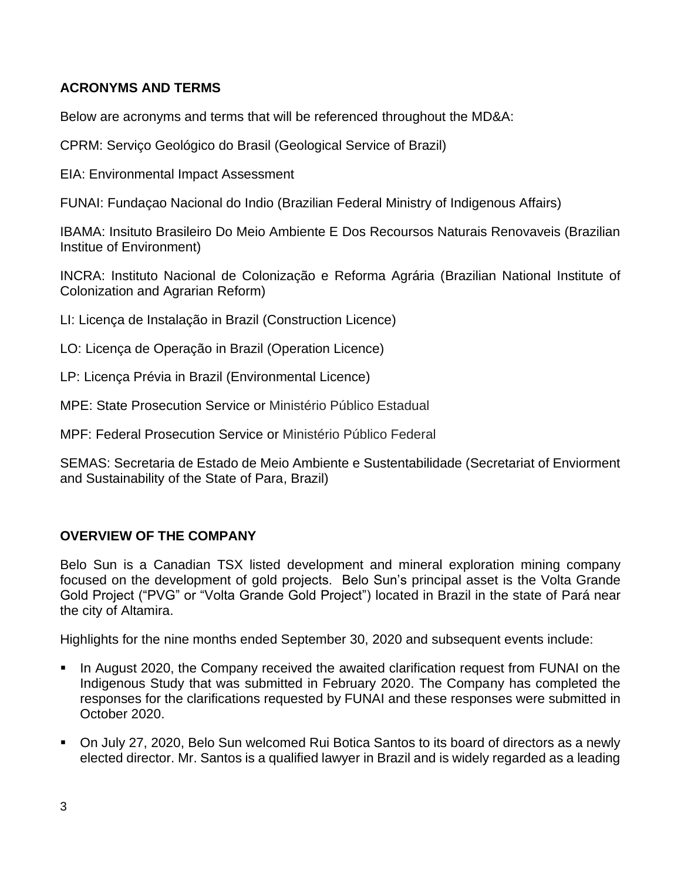## ACRONYMS AND TERMS

Below are acronyms and terms that will be referenced throughout the MD&A:

CPRM: Serviço Geológico do Brasil (Geological Service of Brazil)

EIA: Environmental Impact Assessment

FUNAI: Fundaçao Nacional do Indio (Brazilian Federal Ministry of Indigenous Affairs)

IBAMA: Insituto Brasileiro Do Meio Ambiente E Dos Recoursos Naturais Renovaveis (Brazilian Institue of Environment)

INCRA: Instituto Nacional de Colonização e Reforma Agrária (Brazilian National Institute of Colonization and Agrarian Reform)

LI: Licença de Instalação in Brazil (Construction Licence)

LO: Licença de Operação in Brazil (Operation Licence)

LP: Licença Prévia in Brazil (Environmental Licence)

MPE: State Prosecution Service or Ministério Público Estadual

MPF: Federal Prosecution Service or Ministério Público Federal

SEMAS: Secretaria de Estado de Meio Ambiente e Sustentabilidade (Secretariat of Enviorment and Sustainability of the State of Para, Brazil)

## OVERVIEW OF THE COMPANY

Belo Sun is a Canadian TSX listed development and mineral exploration mining company focused on the development of gold projects. Belo Sun's principal asset is the Volta Grande Gold Project ("PVG" or "Volta Grande Gold Project") located in Brazil in the state of Pará near the city of Altamira.

Highlights for the nine months ended September 30, 2020 and subsequent events include:

- In August 2020, the Company received the awaited clarification request from FUNAI on the Indigenous Study that was submitted in February 2020. The Company has completed the responses for the clarifications requested by FUNAI and these responses were submitted in October 2020.
- On July 27, 2020, Belo Sun welcomed Rui Botica Santos to its board of directors as a newly elected director. Mr. Santos is a qualified lawyer in Brazil and is widely regarded as a leading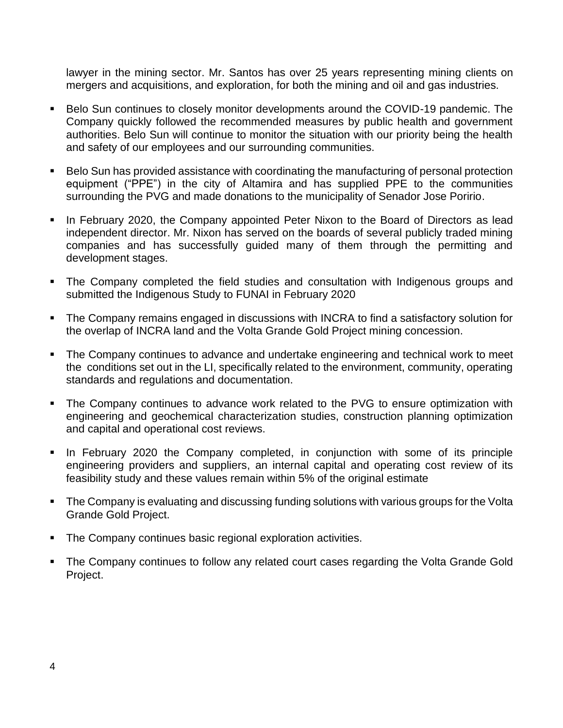lawyer in the mining sector. Mr. Santos has over 25 years representing mining clients on mergers and acquisitions, and exploration, for both the mining and oil and gas industries.

- Belo Sun continues to closely monitor developments around the COVID-19 pandemic. The Company quickly followed the recommended measures by public health and government authorities. Belo Sun will continue to monitor the situation with our priority being the health and safety of our employees and our surrounding communities.
- Belo Sun has provided assistance with coordinating the manufacturing of personal protection equipment ("PPE") in the city of Altamira and has supplied PPE to the communities surrounding the PVG and made donations to the municipality of Senador Jose Poririo.
- In February 2020, the Company appointed Peter Nixon to the Board of Directors as lead independent director. Mr. Nixon has served on the boards of several publicly traded mining companies and has successfully guided many of them through the permitting and development stages.
- The Company completed the field studies and consultation with Indigenous groups and submitted the Indigenous Study to FUNAI in February 2020
- The Company remains engaged in discussions with INCRA to find a satisfactory solution for the overlap of INCRA land and the Volta Grande Gold Project mining concession.
- The Company continues to advance and undertake engineering and technical work to meet the conditions set out in the LI, specifically related to the environment, community, operating standards and regulations and documentation.
- The Company continues to advance work related to the PVG to ensure optimization with engineering and geochemical characterization studies, construction planning optimization and capital and operational cost reviews.
- In February 2020 the Company completed, in conjunction with some of its principle engineering providers and suppliers, an internal capital and operating cost review of its feasibility study and these values remain within 5% of the original estimate
- The Company is evaluating and discussing funding solutions with various groups for the Volta Grande Gold Project.
- The Company continues basic regional exploration activities.
- The Company continues to follow any related court cases regarding the Volta Grande Gold Project.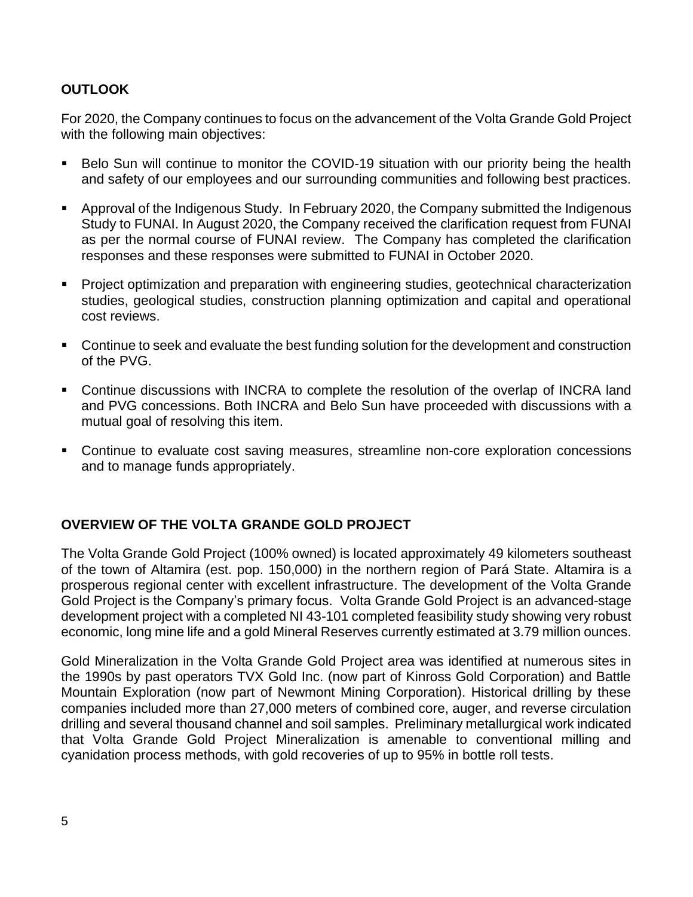## OUTLOOK

For 2020, the Company continues to focus on the advancement of the Volta Grande Gold Project with the following main objectives:

- Belo Sun will continue to monitor the COVID-19 situation with our priority being the health and safety of our employees and our surrounding communities and following best practices.
- Approval of the Indigenous Study. In February 2020, the Company submitted the Indigenous Study to FUNAI. In August 2020, the Company received the clarification request from FUNAI as per the normal course of FUNAI review. The Company has completed the clarification responses and these responses were submitted to FUNAI in October 2020.
- Project optimization and preparation with engineering studies, geotechnical characterization studies, geological studies, construction planning optimization and capital and operational cost reviews.
- Continue to seek and evaluate the best funding solution for the development and construction of the PVG.
- Continue discussions with INCRA to complete the resolution of the overlap of INCRA land and PVG concessions. Both INCRA and Belo Sun have proceeded with discussions with a mutual goal of resolving this item.
- Continue to evaluate cost saving measures, streamline non-core exploration concessions and to manage funds appropriately.

## OVERVIEW OF THE VOLTA GRANDE GOLD PROJECT

The Volta Grande Gold Project (100% owned) is located approximately 49 kilometers southeast of the town of Altamira (est. pop. 150,000) in the northern region of Pará State. Altamira is a prosperous regional center with excellent infrastructure. The development of the Volta Grande Gold Project is the Company's primary focus. Volta Grande Gold Project is an advanced-stage development project with a completed NI 43-101 completed feasibility study showing very robust economic, long mine life and a gold Mineral Reserves currently estimated at 3.79 million ounces.

Gold Mineralization in the Volta Grande Gold Project area was identified at numerous sites in the 1990s by past operators TVX Gold Inc. (now part of Kinross Gold Corporation) and Battle Mountain Exploration (now part of Newmont Mining Corporation). Historical drilling by these companies included more than 27,000 meters of combined core, auger, and reverse circulation drilling and several thousand channel and soil samples. Preliminary metallurgical work indicated that Volta Grande Gold Project Mineralization is amenable to conventional milling and cyanidation process methods, with gold recoveries of up to 95% in bottle roll tests.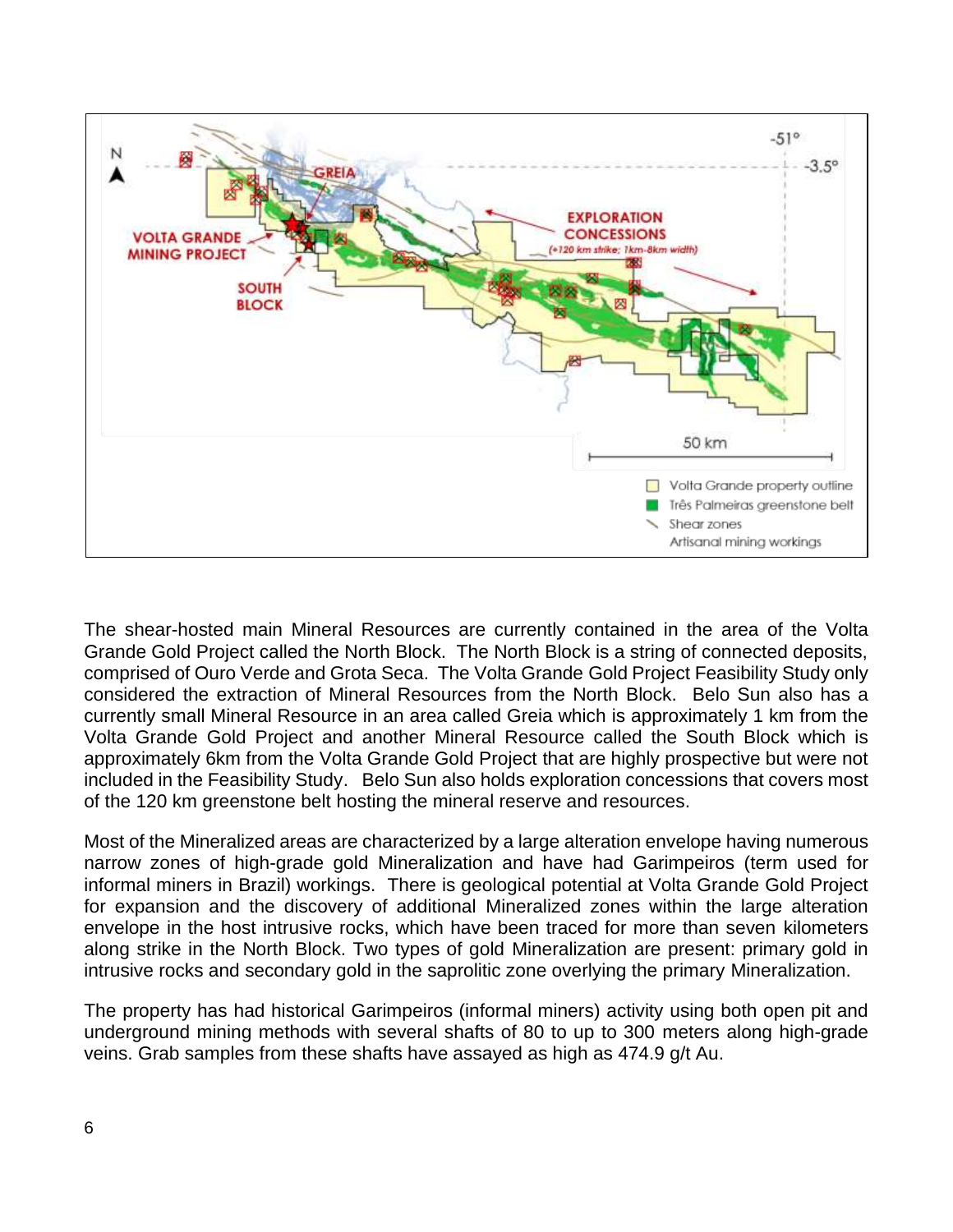The shear-hosted main Mineral Resources are currently contained in the area of the Volta Grande Gold Project called the North Block. The North Block is a string of connected deposits, comprised of Ouro Verde and Grota Seca. The Volta Grande Gold Project Feasibility Study only considered the extraction of Mineral Resources from the North Block. Belo Sun also has a currently small Mineral Resource in an area called Greia which is approximately 1 km from the Volta Grande Gold Project and another Mineral Resource called the South Block which is approximately 6km from the Volta Grande Gold Project that are highly prospective but were not included in the Feasibility Study. Belo Sun also holds exploration concessions that covers most of the 120 km greenstone belt hosting the mineral reserve and resources.

Most of the Mineralized areas are characterized by a large alteration envelope having numerous narrow zones of high-grade gold Mineralization and have had Garimpeiros (term used for informal miners in Brazil) workings. There is geological potential at Volta Grande Gold Project for expansion and the discovery of additional Mineralized zones within the large alteration envelope in the host intrusive rocks, which have been traced for more than seven kilometers along strike in the North Block. Two types of gold Mineralization are present: primary gold in intrusive rocks and secondary gold in the saprolitic zone overlying the primary Mineralization.

The property has had historical Garimpeiros (informal miners) activity using both open pit and underground mining methods with several shafts of 80 to up to 300 meters along high-grade veins. Grab samples from these shafts have assayed as high as 474.9 g/t Au.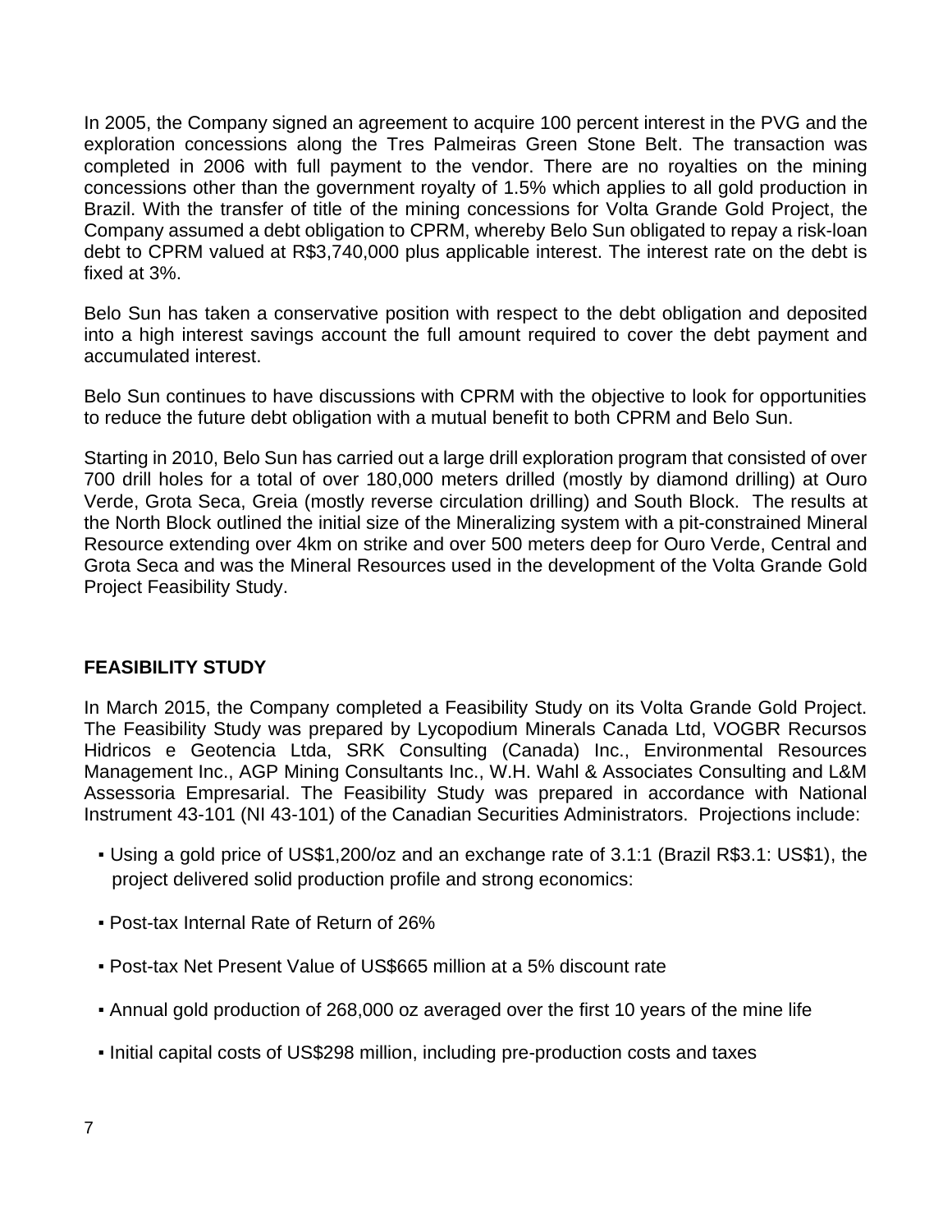In 2005, the Company signed an agreement to acquire 100 percent interest in the PVG and the exploration concessions along the Tres Palmeiras Green Stone Belt. The transaction was completed in 2006 with full payment to the vendor. There are no royalties on the mining concessions other than the government royalty of 1.5% which applies to all gold production in Brazil. With the transfer of title of the mining concessions for Volta Grande Gold Project, the Company assumed a debt obligation to CPRM, whereby Belo Sun obligated to repay a risk-loan debt to CPRM valued at R$3,740,000 plus applicable interest. The interest rate on the debt is fixed at 3%.

Belo Sun has taken a conservative position with respect to the debt obligation and deposited into a high interest savings account the full amount required to cover the debt payment and accumulated interest.

Belo Sun continues to have discussions with CPRM with the objective to look for opportunities to reduce the future debt obligation with a mutual benefit to both CPRM and Belo Sun.

Starting in 2010, Belo Sun has carried out a large drill exploration program that consisted of over 700 drill holes for a total of over 180,000 meters drilled (mostly by diamond drilling) at Ouro Verde, Grota Seca, Greia (mostly reverse circulation drilling) and South Block. The results at the North Block outlined the initial size of the Mineralizing system with a pit-constrained Mineral Resource extending over 4km on strike and over 500 meters deep for Ouro Verde, Central and Grota Seca and was the Mineral Resources used in the development of the Volta Grande Gold Project Feasibility Study.

## FEASIBILITY STUDY

In March 2015, the Company completed a Feasibility Study on its Volta Grande Gold Project. The Feasibility Study was prepared by Lycopodium Minerals Canada Ltd, VOGBR Recursos Hidricos e Geotencia Ltda, SRK Consulting (Canada) Inc., Environmental Resources Management Inc., AGP Mining Consultants Inc., W.H. Wahl & Associates Consulting and L&M Assessoria Empresarial. The Feasibility Study was prepared in accordance with National Instrument 43-101 (NI 43-101) of the Canadian Securities Administrators. Projections include:

- Using a gold price of US$1,200/oz and an exchange rate of 3.1:1 (Brazil R$3.1: US$1), the project delivered solid production profile and strong economics:
- Post-tax Internal Rate of Return of 26%
- Post-tax Net Present Value of US$665 million at a 5% discount rate
- Annual gold production of 268,000 oz averaged over the first 10 years of the mine life
- Initial capital costs of US$298 million, including pre-production costs and taxes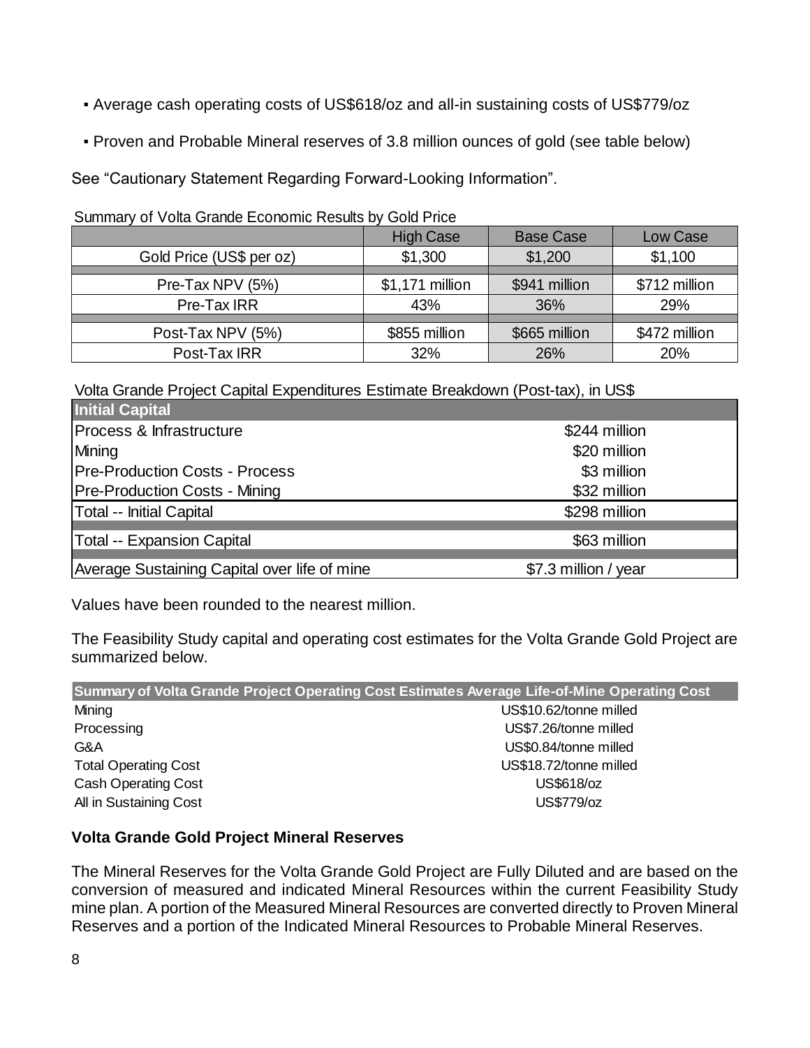- Average cash operating costs of US$618/oz and all-in sustaining costs of US$779/oz
- Proven and Probable Mineral reserves of 3.8 million ounces of gold (see table below)

See "Cautionary Statement Regarding Forward-Looking Information".

Summary of Volta Grande Economic Results by Gold Price

| | High Case | Base Case | Low Case |
|---|---|---|---|
| Gold Price (US$ per oz) | $1,300 | $1,200 | $1,100 |
| Pre-Tax NPV (5%) | $1,171 million | $941 million | $712 million |
| Pre-Tax IRR | 43% | 36% | 29% |
| Post-Tax NPV (5%) | $855 million | $665 million | $472 million |
| Post-Tax IRR | 32% | 26% | 20% |

Volta Grande Project Capital Expenditures Estimate Breakdown (Post-tax), in US$

| **Initial Capital** | |
|---|---|
| Process & Infrastructure | $244 million |
| Mining | $20 million |
| Pre-Production Costs - Process | $3 million |
| Pre-Production Costs - Mining | $32 million |
| Total -- Initial Capital | $298 million |
| Total -- Expansion Capital | $63 million |
| Average Sustaining Capital over life of mine | $7.3 million / year |

Values have been rounded to the nearest million.

The Feasibility Study capital and operating cost estimates for the Volta Grande Gold Project are summarized below.

| **Summary of Volta Grande Project Operating Cost Estimates Average Life-of-Mine Operating Cost** | |
|---|---|
| Mining | US$10.62/tonne milled |
| Processing | US$7.26/tonne milled |
| G&A | US$0.84/tonne milled |
| Total Operating Cost | US$18.72/tonne milled |
| Cash Operating Cost | US$618/oz |
| All in Sustaining Cost | US$779/oz |

**Volta Grande Gold Project Mineral Reserves**

The Mineral Reserves for the Volta Grande Gold Project are Fully Diluted and are based on the conversion of measured and indicated Mineral Resources within the current Feasibility Study mine plan. A portion of the Measured Mineral Resources are converted directly to Proven Mineral Reserves and a portion of the Indicated Mineral Resources to Probable Mineral Reserves.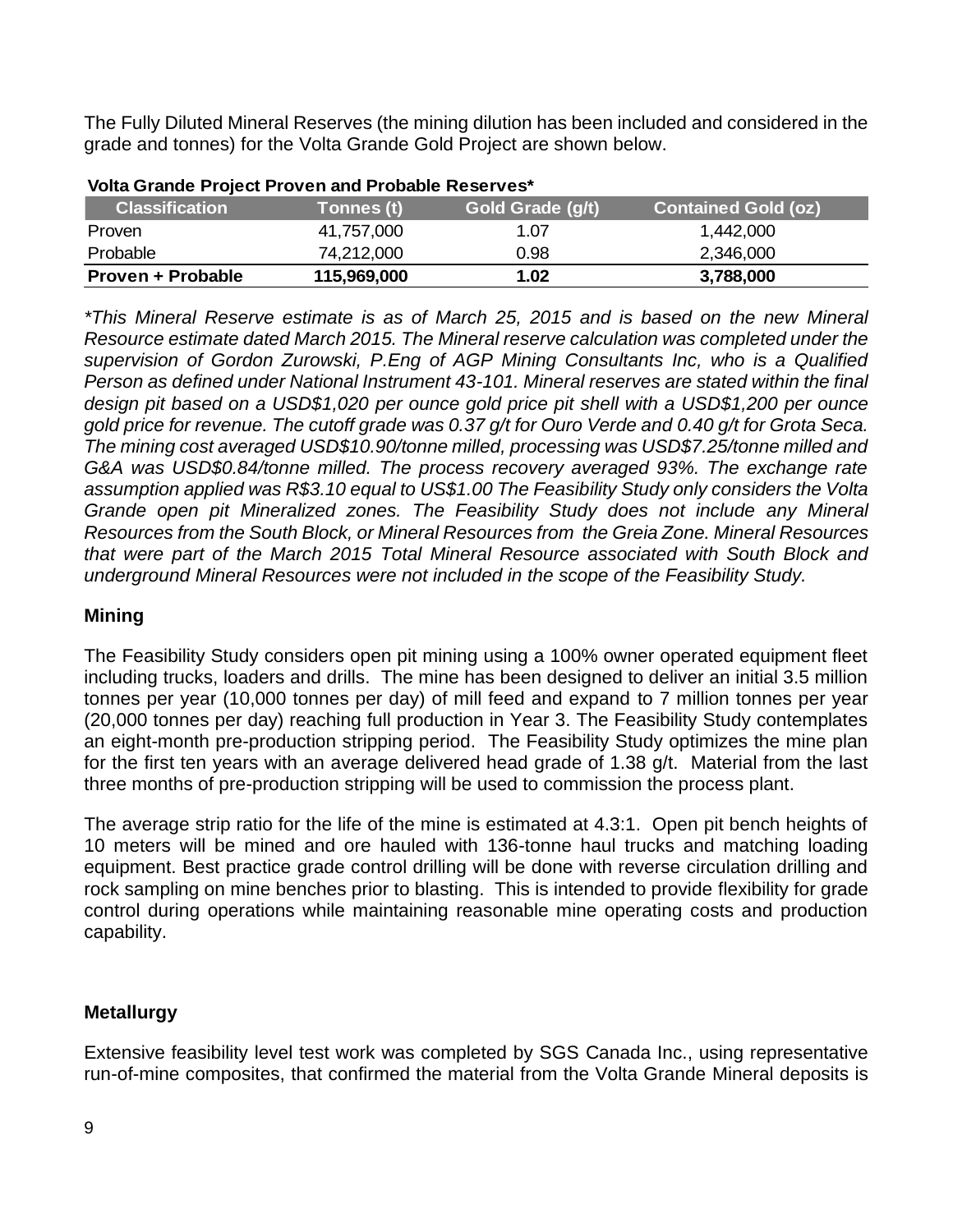The Fully Diluted Mineral Reserves (the mining dilution has been included and considered in the grade and tonnes) for the Volta Grande Gold Project are shown below.

**Volta Grande Project Proven and Probable Reserves***

| Classification | Tonnes (t) | Gold Grade (g/t) | Contained Gold (oz) |
|---|---|---|---|
| Proven | 41,757,000 | 1.07 | 1,442,000 |
| Probable | 74,212,000 | 0.98 | 2,346,000 |
| **Proven + Probable** | **115,969,000** | **1.02** | **3,788,000** |

*\*This Mineral Reserve estimate is as of March 25, 2015 and is based on the new Mineral Resource estimate dated March 2015. The Mineral reserve calculation was completed under the supervision of Gordon Zurowski, P.Eng of AGP Mining Consultants Inc, who is a Qualified Person as defined under National Instrument 43-101. Mineral reserves are stated within the final design pit based on a USD$1,020 per ounce gold price pit shell with a USD$1,200 per ounce gold price for revenue. The cutoff grade was 0.37 g/t for Ouro Verde and 0.40 g/t for Grota Seca. The mining cost averaged USD$10.90/tonne milled, processing was USD$7.25/tonne milled and G&A was USD$0.84/tonne milled. The process recovery averaged 93%. The exchange rate assumption applied was R$3.10 equal to US$1.00 The Feasibility Study only considers the Volta Grande open pit Mineralized zones. The Feasibility Study does not include any Mineral Resources from the South Block, or Mineral Resources from the Greia Zone. Mineral Resources that were part of the March 2015 Total Mineral Resource associated with South Block and underground Mineral Resources were not included in the scope of the Feasibility Study.*

**Mining**

The Feasibility Study considers open pit mining using a 100% owner operated equipment fleet including trucks, loaders and drills. The mine has been designed to deliver an initial 3.5 million tonnes per year (10,000 tonnes per day) of mill feed and expand to 7 million tonnes per year (20,000 tonnes per day) reaching full production in Year 3. The Feasibility Study contemplates an eight-month pre-production stripping period. The Feasibility Study optimizes the mine plan for the first ten years with an average delivered head grade of 1.38 g/t. Material from the last three months of pre-production stripping will be used to commission the process plant.

The average strip ratio for the life of the mine is estimated at 4.3:1. Open pit bench heights of 10 meters will be mined and ore hauled with 136-tonne haul trucks and matching loading equipment. Best practice grade control drilling will be done with reverse circulation drilling and rock sampling on mine benches prior to blasting. This is intended to provide flexibility for grade control during operations while maintaining reasonable mine operating costs and production capability.

**Metallurgy**

Extensive feasibility level test work was completed by SGS Canada Inc., using representative run-of-mine composites, that confirmed the material from the Volta Grande Mineral deposits is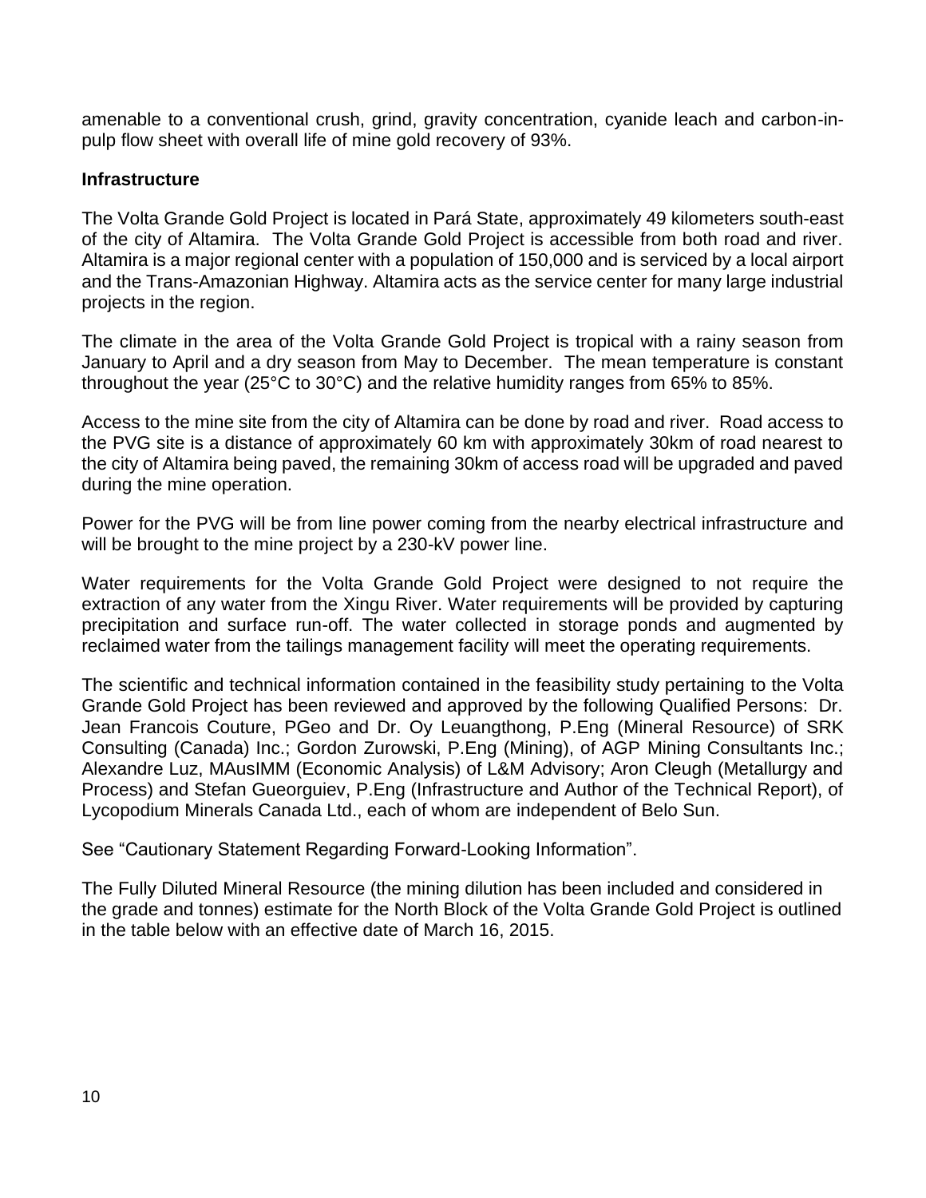amenable to a conventional crush, grind, gravity concentration, cyanide leach and carbon-in-pulp flow sheet with overall life of mine gold recovery of 93%.

**Infrastructure**

The Volta Grande Gold Project is located in Pará State, approximately 49 kilometers south-east of the city of Altamira. The Volta Grande Gold Project is accessible from both road and river. Altamira is a major regional center with a population of 150,000 and is serviced by a local airport and the Trans-Amazonian Highway. Altamira acts as the service center for many large industrial projects in the region.

The climate in the area of the Volta Grande Gold Project is tropical with a rainy season from January to April and a dry season from May to December. The mean temperature is constant throughout the year (25°C to 30°C) and the relative humidity ranges from 65% to 85%.

Access to the mine site from the city of Altamira can be done by road and river. Road access to the PVG site is a distance of approximately 60 km with approximately 30km of road nearest to the city of Altamira being paved, the remaining 30km of access road will be upgraded and paved during the mine operation.

Power for the PVG will be from line power coming from the nearby electrical infrastructure and will be brought to the mine project by a 230-kV power line.

Water requirements for the Volta Grande Gold Project were designed to not require the extraction of any water from the Xingu River. Water requirements will be provided by capturing precipitation and surface run-off. The water collected in storage ponds and augmented by reclaimed water from the tailings management facility will meet the operating requirements.

The scientific and technical information contained in the feasibility study pertaining to the Volta Grande Gold Project has been reviewed and approved by the following Qualified Persons: Dr. Jean Francois Couture, PGeo and Dr. Oy Leuangthong, P.Eng (Mineral Resource) of SRK Consulting (Canada) Inc.; Gordon Zurowski, P.Eng (Mining), of AGP Mining Consultants Inc.; Alexandre Luz, MAusIMM (Economic Analysis) of L&M Advisory; Aron Cleugh (Metallurgy and Process) and Stefan Gueorguiev, P.Eng (Infrastructure and Author of the Technical Report), of Lycopodium Minerals Canada Ltd., each of whom are independent of Belo Sun.

See "Cautionary Statement Regarding Forward-Looking Information".

The Fully Diluted Mineral Resource (the mining dilution has been included and considered in the grade and tonnes) estimate for the North Block of the Volta Grande Gold Project is outlined in the table below with an effective date of March 16, 2015.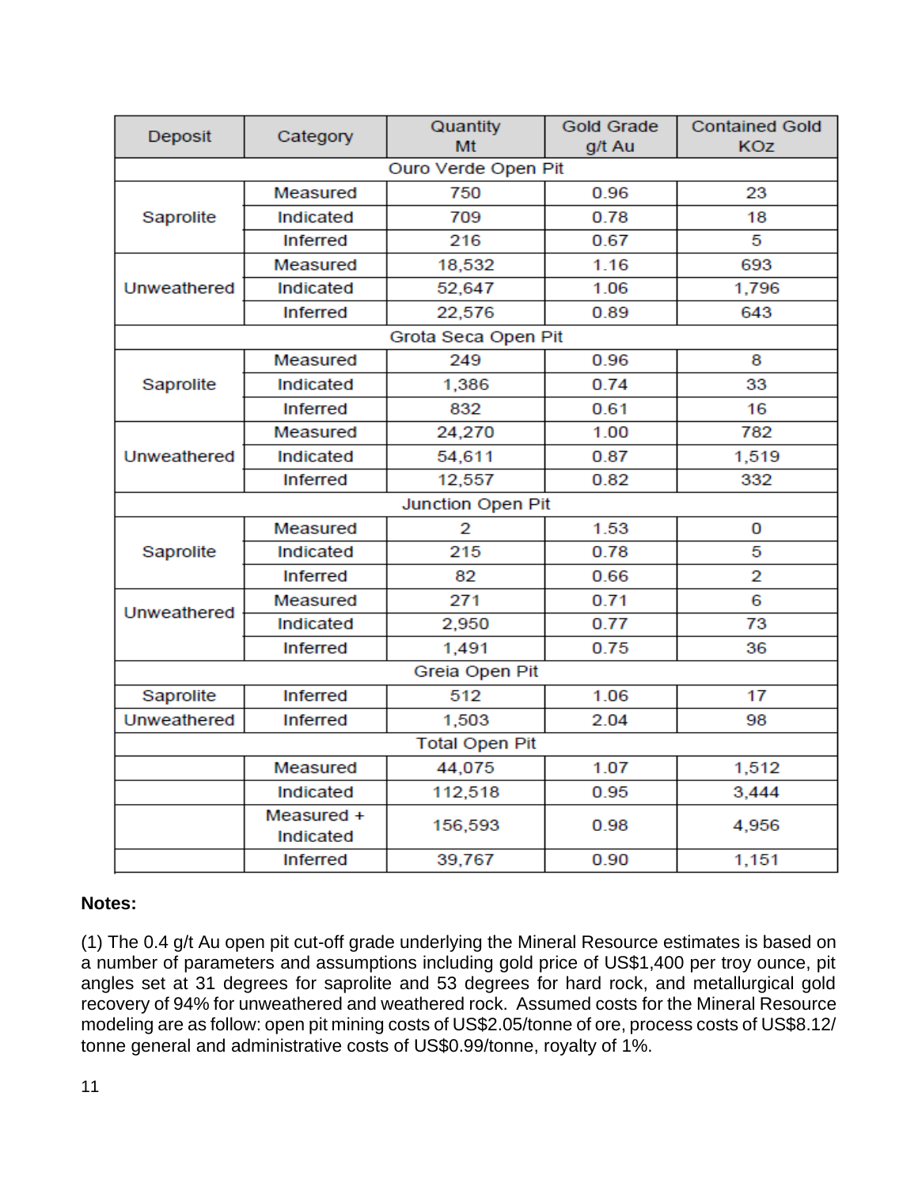| Deposit | Category | Quantity Mt | Gold Grade g/t Au | Contained Gold KOz |
|---|---|---|---|---|
| Ouro Verde Open Pit | | | | |
| Saprolite | Measured | 750 | 0.96 | 23 |
| | Indicated | 709 | 0.78 | 18 |
| | Inferred | 216 | 0.67 | 5 |
| Unweathered | Measured | 18,532 | 1.16 | 693 |
| | Indicated | 52,647 | 1.06 | 1,796 |
| | Inferred | 22,576 | 0.89 | 643 |
| Grota Seca Open Pit | | | | |
| Saprolite | Measured | 249 | 0.96 | 8 |
| | Indicated | 1,386 | 0.74 | 33 |
| | Inferred | 832 | 0.61 | 16 |
| Unweathered | Measured | 24,270 | 1.00 | 782 |
| | Indicated | 54,611 | 0.87 | 1,519 |
| | Inferred | 12,557 | 0.82 | 332 |
| Junction Open Pit | | | | |
| Saprolite | Measured | 2 | 1.53 | 0 |
| | Indicated | 215 | 0.78 | 5 |
| | Inferred | 82 | 0.66 | 2 |
| Unweathered | Measured | 271 | 0.71 | 6 |
| | Indicated | 2,950 | 0.77 | 73 |
| | Inferred | 1,491 | 0.75 | 36 |
| Greia Open Pit | | | | |
| Saprolite | Inferred | 512 | 1.06 | 17 |
| Unweathered | Inferred | 1,503 | 2.04 | 98 |
| Total Open Pit | | | | |
| | Measured | 44,075 | 1.07 | 1,512 |
| | Indicated | 112,518 | 0.95 | 3,444 |
| | Measured + Indicated | 156,593 | 0.98 | 4,956 |
| | Inferred | 39,767 | 0.90 | 1,151 |

**Notes:**

(1) The 0.4 g/t Au open pit cut-off grade underlying the Mineral Resource estimates is based on a number of parameters and assumptions including gold price of US$1,400 per troy ounce, pit angles set at 31 degrees for saprolite and 53 degrees for hard rock, and metallurgical gold recovery of 94% for unweathered and weathered rock. Assumed costs for the Mineral Resource modeling are as follow: open pit mining costs of US$2.05/tonne of ore, process costs of US$8.12/ tonne general and administrative costs of US$0.99/tonne, royalty of 1%.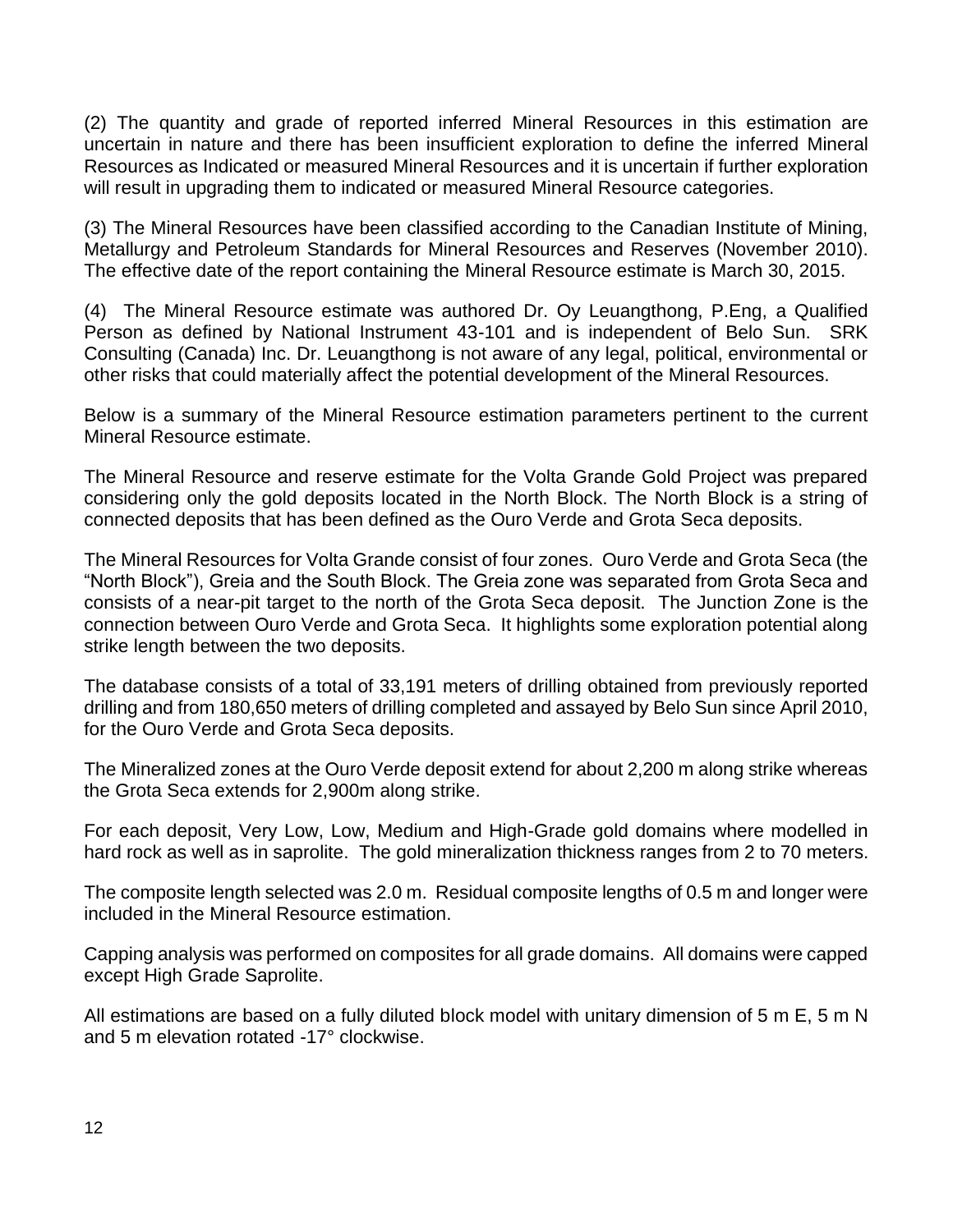(2) The quantity and grade of reported inferred Mineral Resources in this estimation are uncertain in nature and there has been insufficient exploration to define the inferred Mineral Resources as Indicated or measured Mineral Resources and it is uncertain if further exploration will result in upgrading them to indicated or measured Mineral Resource categories.

(3) The Mineral Resources have been classified according to the Canadian Institute of Mining, Metallurgy and Petroleum Standards for Mineral Resources and Reserves (November 2010). The effective date of the report containing the Mineral Resource estimate is March 30, 2015.

(4) The Mineral Resource estimate was authored Dr. Oy Leuangthong, P.Eng, a Qualified Person as defined by National Instrument 43-101 and is independent of Belo Sun. SRK Consulting (Canada) Inc. Dr. Leuangthong is not aware of any legal, political, environmental or other risks that could materially affect the potential development of the Mineral Resources.

Below is a summary of the Mineral Resource estimation parameters pertinent to the current Mineral Resource estimate.

The Mineral Resource and reserve estimate for the Volta Grande Gold Project was prepared considering only the gold deposits located in the North Block. The North Block is a string of connected deposits that has been defined as the Ouro Verde and Grota Seca deposits.

The Mineral Resources for Volta Grande consist of four zones. Ouro Verde and Grota Seca (the "North Block"), Greia and the South Block. The Greia zone was separated from Grota Seca and consists of a near-pit target to the north of the Grota Seca deposit. The Junction Zone is the connection between Ouro Verde and Grota Seca. It highlights some exploration potential along strike length between the two deposits.

The database consists of a total of 33,191 meters of drilling obtained from previously reported drilling and from 180,650 meters of drilling completed and assayed by Belo Sun since April 2010, for the Ouro Verde and Grota Seca deposits.

The Mineralized zones at the Ouro Verde deposit extend for about 2,200 m along strike whereas the Grota Seca extends for 2,900m along strike.

For each deposit, Very Low, Low, Medium and High-Grade gold domains where modelled in hard rock as well as in saprolite. The gold mineralization thickness ranges from 2 to 70 meters.

The composite length selected was 2.0 m. Residual composite lengths of 0.5 m and longer were included in the Mineral Resource estimation.

Capping analysis was performed on composites for all grade domains. All domains were capped except High Grade Saprolite.

All estimations are based on a fully diluted block model with unitary dimension of 5 m E, 5 m N and 5 m elevation rotated -17° clockwise.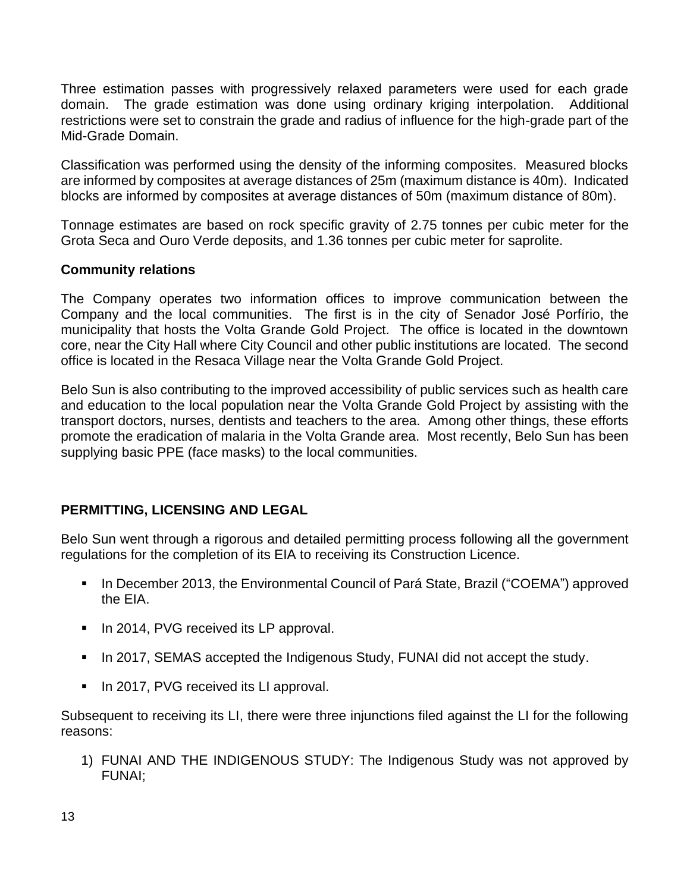Three estimation passes with progressively relaxed parameters were used for each grade domain. The grade estimation was done using ordinary kriging interpolation. Additional restrictions were set to constrain the grade and radius of influence for the high-grade part of the Mid-Grade Domain.

Classification was performed using the density of the informing composites. Measured blocks are informed by composites at average distances of 25m (maximum distance is 40m). Indicated blocks are informed by composites at average distances of 50m (maximum distance of 80m).

Tonnage estimates are based on rock specific gravity of 2.75 tonnes per cubic meter for the Grota Seca and Ouro Verde deposits, and 1.36 tonnes per cubic meter for saprolite.

**Community relations**

The Company operates two information offices to improve communication between the Company and the local communities. The first is in the city of Senador José Porfírio, the municipality that hosts the Volta Grande Gold Project. The office is located in the downtown core, near the City Hall where City Council and other public institutions are located. The second office is located in the Resaca Village near the Volta Grande Gold Project.

Belo Sun is also contributing to the improved accessibility of public services such as health care and education to the local population near the Volta Grande Gold Project by assisting with the transport doctors, nurses, dentists and teachers to the area. Among other things, these efforts promote the eradication of malaria in the Volta Grande area. Most recently, Belo Sun has been supplying basic PPE (face masks) to the local communities.

## PERMITTING, LICENSING AND LEGAL

Belo Sun went through a rigorous and detailed permitting process following all the government regulations for the completion of its EIA to receiving its Construction Licence.

- In December 2013, the Environmental Council of Pará State, Brazil ("COEMA") approved the EIA.
- In 2014, PVG received its LP approval.
- In 2017, SEMAS accepted the Indigenous Study, FUNAI did not accept the study.
- In 2017, PVG received its LI approval.

Subsequent to receiving its LI, there were three injunctions filed against the LI for the following reasons:

1) FUNAI AND THE INDIGENOUS STUDY: The Indigenous Study was not approved by FUNAI;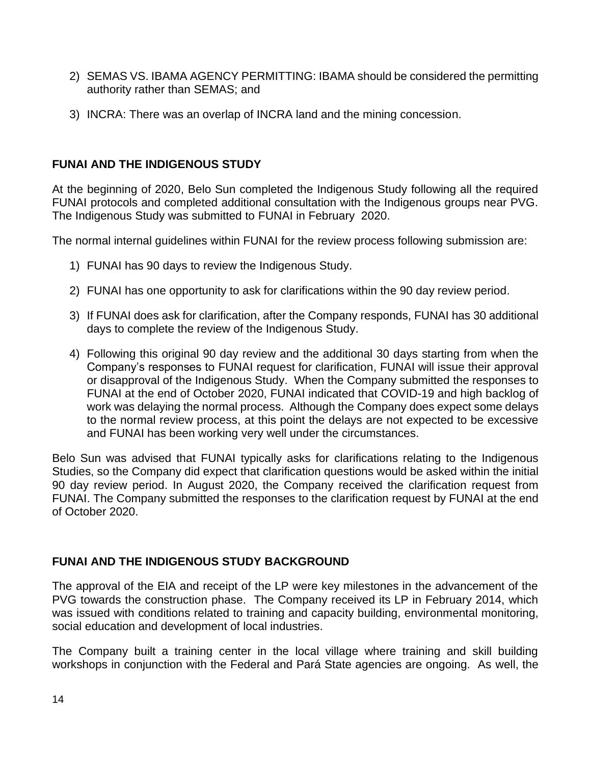2) SEMAS VS. IBAMA AGENCY PERMITTING: IBAMA should be considered the permitting authority rather than SEMAS; and

3) INCRA: There was an overlap of INCRA land and the mining concession.

## FUNAI AND THE INDIGENOUS STUDY

At the beginning of 2020, Belo Sun completed the Indigenous Study following all the required FUNAI protocols and completed additional consultation with the Indigenous groups near PVG. The Indigenous Study was submitted to FUNAI in February 2020.

The normal internal guidelines within FUNAI for the review process following submission are:

1) FUNAI has 90 days to review the Indigenous Study.

2) FUNAI has one opportunity to ask for clarifications within the 90 day review period.

3) If FUNAI does ask for clarification, after the Company responds, FUNAI has 30 additional days to complete the review of the Indigenous Study.

4) Following this original 90 day review and the additional 30 days starting from when the Company's responses to FUNAI request for clarification, FUNAI will issue their approval or disapproval of the Indigenous Study. When the Company submitted the responses to FUNAI at the end of October 2020, FUNAI indicated that COVID-19 and high backlog of work was delaying the normal process. Although the Company does expect some delays to the normal review process, at this point the delays are not expected to be excessive and FUNAI has been working very well under the circumstances.

Belo Sun was advised that FUNAI typically asks for clarifications relating to the Indigenous Studies, so the Company did expect that clarification questions would be asked within the initial 90 day review period. In August 2020, the Company received the clarification request from FUNAI. The Company submitted the responses to the clarification request by FUNAI at the end of October 2020.

## FUNAI AND THE INDIGENOUS STUDY BACKGROUND

The approval of the EIA and receipt of the LP were key milestones in the advancement of the PVG towards the construction phase. The Company received its LP in February 2014, which was issued with conditions related to training and capacity building, environmental monitoring, social education and development of local industries.

The Company built a training center in the local village where training and skill building workshops in conjunction with the Federal and Pará State agencies are ongoing. As well, the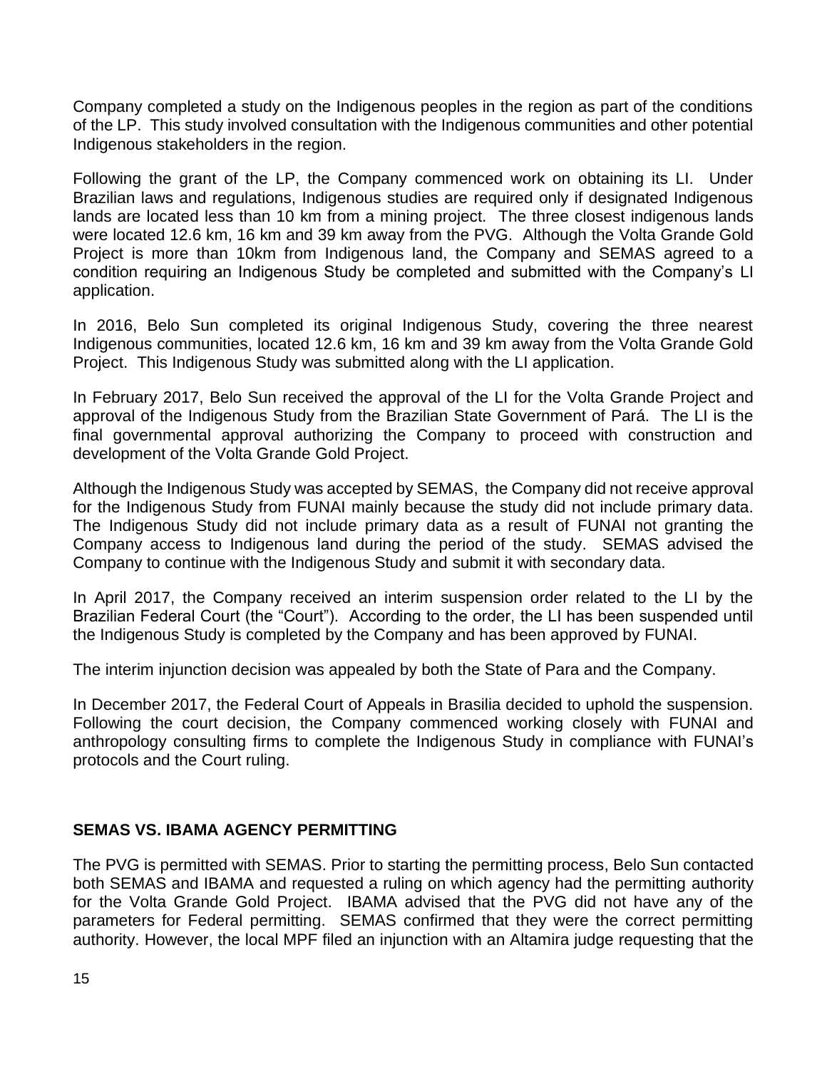Company completed a study on the Indigenous peoples in the region as part of the conditions of the LP. This study involved consultation with the Indigenous communities and other potential Indigenous stakeholders in the region.

Following the grant of the LP, the Company commenced work on obtaining its LI. Under Brazilian laws and regulations, Indigenous studies are required only if designated Indigenous lands are located less than 10 km from a mining project. The three closest indigenous lands were located 12.6 km, 16 km and 39 km away from the PVG. Although the Volta Grande Gold Project is more than 10km from Indigenous land, the Company and SEMAS agreed to a condition requiring an Indigenous Study be completed and submitted with the Company's LI application.

In 2016, Belo Sun completed its original Indigenous Study, covering the three nearest Indigenous communities, located 12.6 km, 16 km and 39 km away from the Volta Grande Gold Project. This Indigenous Study was submitted along with the LI application.

In February 2017, Belo Sun received the approval of the LI for the Volta Grande Project and approval of the Indigenous Study from the Brazilian State Government of Pará. The LI is the final governmental approval authorizing the Company to proceed with construction and development of the Volta Grande Gold Project.

Although the Indigenous Study was accepted by SEMAS, the Company did not receive approval for the Indigenous Study from FUNAI mainly because the study did not include primary data. The Indigenous Study did not include primary data as a result of FUNAI not granting the Company access to Indigenous land during the period of the study. SEMAS advised the Company to continue with the Indigenous Study and submit it with secondary data.

In April 2017, the Company received an interim suspension order related to the LI by the Brazilian Federal Court (the "Court"). According to the order, the LI has been suspended until the Indigenous Study is completed by the Company and has been approved by FUNAI.

The interim injunction decision was appealed by both the State of Para and the Company.

In December 2017, the Federal Court of Appeals in Brasilia decided to uphold the suspension. Following the court decision, the Company commenced working closely with FUNAI and anthropology consulting firms to complete the Indigenous Study in compliance with FUNAI's protocols and the Court ruling.

## SEMAS VS. IBAMA AGENCY PERMITTING

The PVG is permitted with SEMAS. Prior to starting the permitting process, Belo Sun contacted both SEMAS and IBAMA and requested a ruling on which agency had the permitting authority for the Volta Grande Gold Project. IBAMA advised that the PVG did not have any of the parameters for Federal permitting. SEMAS confirmed that they were the correct permitting authority. However, the local MPF filed an injunction with an Altamira judge requesting that the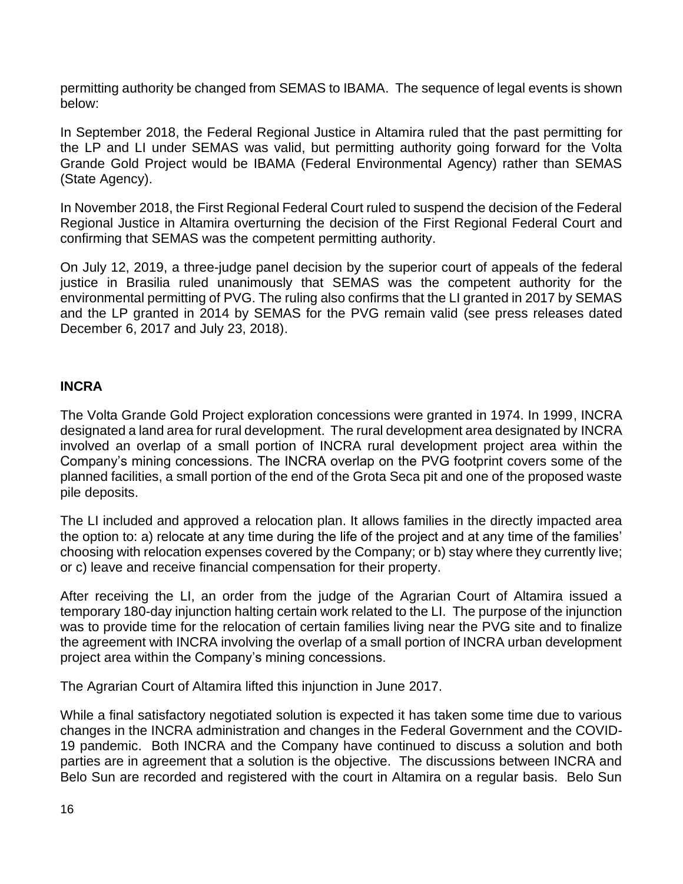permitting authority be changed from SEMAS to IBAMA. The sequence of legal events is shown below:

In September 2018, the Federal Regional Justice in Altamira ruled that the past permitting for the LP and LI under SEMAS was valid, but permitting authority going forward for the Volta Grande Gold Project would be IBAMA (Federal Environmental Agency) rather than SEMAS (State Agency).

In November 2018, the First Regional Federal Court ruled to suspend the decision of the Federal Regional Justice in Altamira overturning the decision of the First Regional Federal Court and confirming that SEMAS was the competent permitting authority.

On July 12, 2019, a three-judge panel decision by the superior court of appeals of the federal justice in Brasilia ruled unanimously that SEMAS was the competent authority for the environmental permitting of PVG. The ruling also confirms that the LI granted in 2017 by SEMAS and the LP granted in 2014 by SEMAS for the PVG remain valid (see press releases dated December 6, 2017 and July 23, 2018).

**INCRA**

The Volta Grande Gold Project exploration concessions were granted in 1974. In 1999, INCRA designated a land area for rural development. The rural development area designated by INCRA involved an overlap of a small portion of INCRA rural development project area within the Company's mining concessions. The INCRA overlap on the PVG footprint covers some of the planned facilities, a small portion of the end of the Grota Seca pit and one of the proposed waste pile deposits.

The LI included and approved a relocation plan. It allows families in the directly impacted area the option to: a) relocate at any time during the life of the project and at any time of the families' choosing with relocation expenses covered by the Company; or b) stay where they currently live; or c) leave and receive financial compensation for their property.

After receiving the LI, an order from the judge of the Agrarian Court of Altamira issued a temporary 180-day injunction halting certain work related to the LI. The purpose of the injunction was to provide time for the relocation of certain families living near the PVG site and to finalize the agreement with INCRA involving the overlap of a small portion of INCRA urban development project area within the Company's mining concessions.

The Agrarian Court of Altamira lifted this injunction in June 2017.

While a final satisfactory negotiated solution is expected it has taken some time due to various changes in the INCRA administration and changes in the Federal Government and the COVID-19 pandemic. Both INCRA and the Company have continued to discuss a solution and both parties are in agreement that a solution is the objective. The discussions between INCRA and Belo Sun are recorded and registered with the court in Altamira on a regular basis. Belo Sun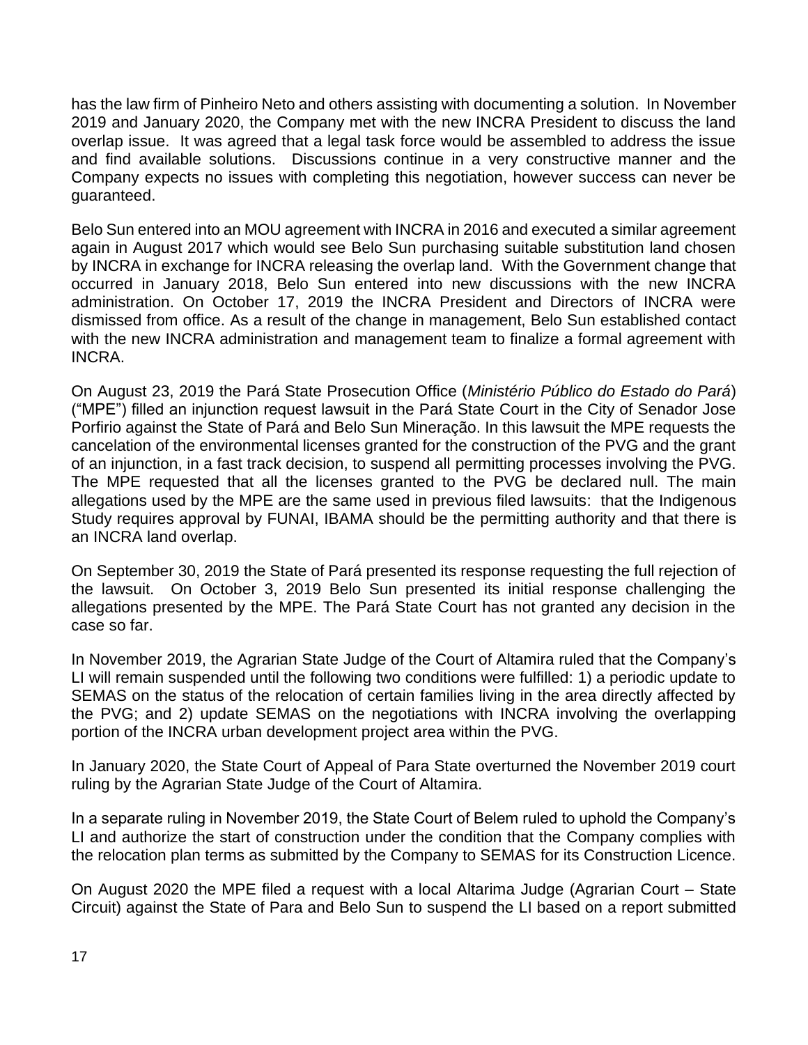has the law firm of Pinheiro Neto and others assisting with documenting a solution. In November 2019 and January 2020, the Company met with the new INCRA President to discuss the land overlap issue. It was agreed that a legal task force would be assembled to address the issue and find available solutions. Discussions continue in a very constructive manner and the Company expects no issues with completing this negotiation, however success can never be guaranteed.

Belo Sun entered into an MOU agreement with INCRA in 2016 and executed a similar agreement again in August 2017 which would see Belo Sun purchasing suitable substitution land chosen by INCRA in exchange for INCRA releasing the overlap land. With the Government change that occurred in January 2018, Belo Sun entered into new discussions with the new INCRA administration. On October 17, 2019 the INCRA President and Directors of INCRA were dismissed from office. As a result of the change in management, Belo Sun established contact with the new INCRA administration and management team to finalize a formal agreement with INCRA.

On August 23, 2019 the Pará State Prosecution Office (*Ministério Público do Estado do Pará*) ("MPE") filled an injunction request lawsuit in the Pará State Court in the City of Senador Jose Porfirio against the State of Pará and Belo Sun Mineração. In this lawsuit the MPE requests the cancelation of the environmental licenses granted for the construction of the PVG and the grant of an injunction, in a fast track decision, to suspend all permitting processes involving the PVG. The MPE requested that all the licenses granted to the PVG be declared null. The main allegations used by the MPE are the same used in previous filed lawsuits: that the Indigenous Study requires approval by FUNAI, IBAMA should be the permitting authority and that there is an INCRA land overlap.

On September 30, 2019 the State of Pará presented its response requesting the full rejection of the lawsuit. On October 3, 2019 Belo Sun presented its initial response challenging the allegations presented by the MPE. The Pará State Court has not granted any decision in the case so far.

In November 2019, the Agrarian State Judge of the Court of Altamira ruled that the Company's LI will remain suspended until the following two conditions were fulfilled: 1) a periodic update to SEMAS on the status of the relocation of certain families living in the area directly affected by the PVG; and 2) update SEMAS on the negotiations with INCRA involving the overlapping portion of the INCRA urban development project area within the PVG.

In January 2020, the State Court of Appeal of Para State overturned the November 2019 court ruling by the Agrarian State Judge of the Court of Altamira.

In a separate ruling in November 2019, the State Court of Belem ruled to uphold the Company's LI and authorize the start of construction under the condition that the Company complies with the relocation plan terms as submitted by the Company to SEMAS for its Construction Licence.

On August 2020 the MPE filed a request with a local Altarima Judge (Agrarian Court – State Circuit) against the State of Para and Belo Sun to suspend the LI based on a report submitted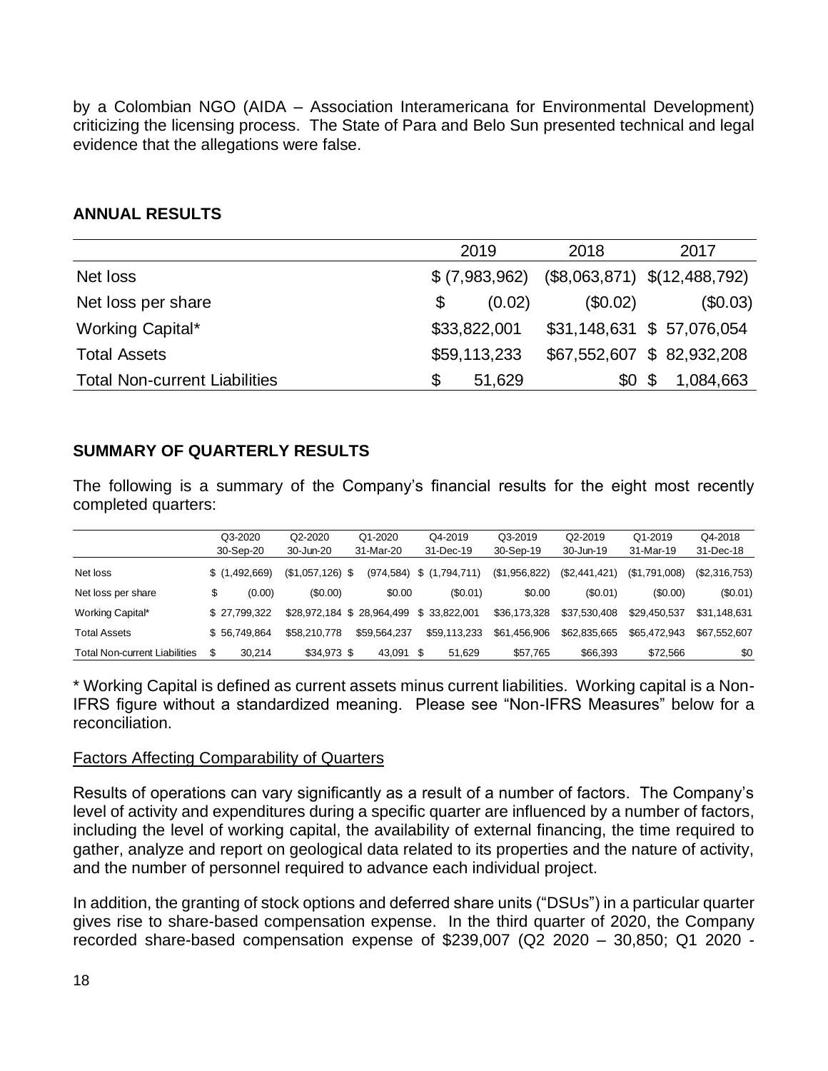by a Colombian NGO (AIDA – Association Interamericana for Environmental Development) criticizing the licensing process. The State of Para and Belo Sun presented technical and legal evidence that the allegations were false.

## ANNUAL RESULTS

| | 2019 | 2018 | 2017 |
|---|---|---|---|
| Net loss | $ (7,983,962) | ($8,063,871) | $(12,488,792) |
| Net loss per share | $ (0.02) | ($0.02) | ($0.03) |
| Working Capital* | $33,822,001 | $31,148,631 | $ 57,076,054 |
| Total Assets | $59,113,233 | $67,552,607 | $ 82,932,208 |
| Total Non-current Liabilities | $ 51,629 | $0 | $ 1,084,663 |

## SUMMARY OF QUARTERLY RESULTS

The following is a summary of the Company's financial results for the eight most recently completed quarters:

| | Q3-2020 30-Sep-20 | Q2-2020 30-Jun-20 | Q1-2020 31-Mar-20 | Q4-2019 31-Dec-19 | Q3-2019 30-Sep-19 | Q2-2019 30-Jun-19 | Q1-2019 31-Mar-19 | Q4-2018 31-Dec-18 |
|---|---|---|---|---|---|---|---|---|
| Net loss | $ (1,492,669) | ($1,057,126) | $ (974,584) | $ (1,794,711) | ($1,956,822) | ($2,441,421) | ($1,791,008) | ($2,316,753) |
| Net loss per share | $ (0.00) | ($0.00) | $0.00 | ($0.01) | $0.00 | ($0.01) | ($0.00) | ($0.01) |
| Working Capital* | $ 27,799,322 | $28,972,184 | $ 28,964,499 | $ 33,822,001 | $36,173,328 | $37,530,408 | $29,450,537 | $31,148,631 |
| Total Assets | $ 56,749,864 | $58,210,778 | $59,564,237 | $59,113,233 | $61,456,906 | $62,835,665 | $65,472,943 | $67,552,607 |
| Total Non-current Liabilities | $ 30,214 | $34,973 | $ 43,091 | $ 51,629 | $57,765 | $66,393 | $72,566 | $0 |

* Working Capital is defined as current assets minus current liabilities. Working capital is a Non-IFRS figure without a standardized meaning. Please see "Non-IFRS Measures" below for a reconciliation.

<u>Factors Affecting Comparability of Quarters</u>

Results of operations can vary significantly as a result of a number of factors. The Company's level of activity and expenditures during a specific quarter are influenced by a number of factors, including the level of working capital, the availability of external financing, the time required to gather, analyze and report on geological data related to its properties and the nature of activity, and the number of personnel required to advance each individual project.

In addition, the granting of stock options and deferred share units ("DSUs") in a particular quarter gives rise to share-based compensation expense. In the third quarter of 2020, the Company recorded share-based compensation expense of $239,007 (Q2 2020 – 30,850; Q1 2020 -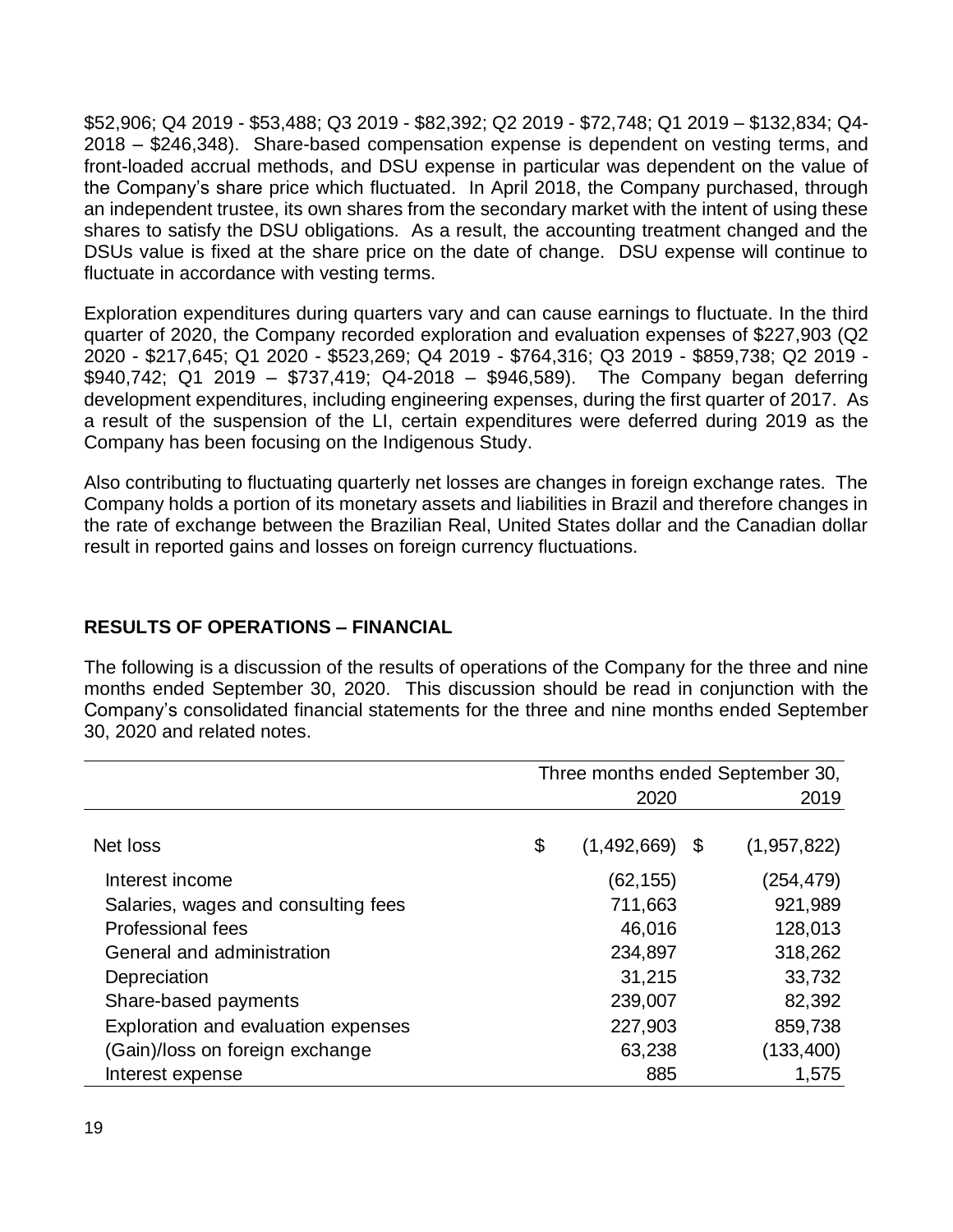$52,906; Q4 2019 - $53,488; Q3 2019 - $82,392; Q2 2019 - $72,748; Q1 2019 – $132,834; Q4-2018 – $246,348). Share-based compensation expense is dependent on vesting terms, and front-loaded accrual methods, and DSU expense in particular was dependent on the value of the Company's share price which fluctuated. In April 2018, the Company purchased, through an independent trustee, its own shares from the secondary market with the intent of using these shares to satisfy the DSU obligations. As a result, the accounting treatment changed and the DSUs value is fixed at the share price on the date of change. DSU expense will continue to fluctuate in accordance with vesting terms.

Exploration expenditures during quarters vary and can cause earnings to fluctuate. In the third quarter of 2020, the Company recorded exploration and evaluation expenses of $227,903 (Q2 2020 - $217,645; Q1 2020 - $523,269; Q4 2019 - $764,316; Q3 2019 - $859,738; Q2 2019 - $940,742; Q1 2019 – $737,419; Q4-2018 – $946,589). The Company began deferring development expenditures, including engineering expenses, during the first quarter of 2017. As a result of the suspension of the LI, certain expenditures were deferred during 2019 as the Company has been focusing on the Indigenous Study.

Also contributing to fluctuating quarterly net losses are changes in foreign exchange rates. The Company holds a portion of its monetary assets and liabilities in Brazil and therefore changes in the rate of exchange between the Brazilian Real, United States dollar and the Canadian dollar result in reported gains and losses on foreign currency fluctuations.

## RESULTS OF OPERATIONS – FINANCIAL

The following is a discussion of the results of operations of the Company for the three and nine months ended September 30, 2020. This discussion should be read in conjunction with the Company's consolidated financial statements for the three and nine months ended September 30, 2020 and related notes.

| | Three months ended September 30, | |
|---|---|---|
| | 2020 | 2019 |
| Net loss | $ (1,492,669) | $ (1,957,822) |
| Interest income | (62,155) | (254,479) |
| Salaries, wages and consulting fees | 711,663 | 921,989 |
| Professional fees | 46,016 | 128,013 |
| General and administration | 234,897 | 318,262 |
| Depreciation | 31,215 | 33,732 |
| Share-based payments | 239,007 | 82,392 |
| Exploration and evaluation expenses | 227,903 | 859,738 |
| (Gain)/loss on foreign exchange | 63,238 | (133,400) |
| Interest expense | 885 | 1,575 |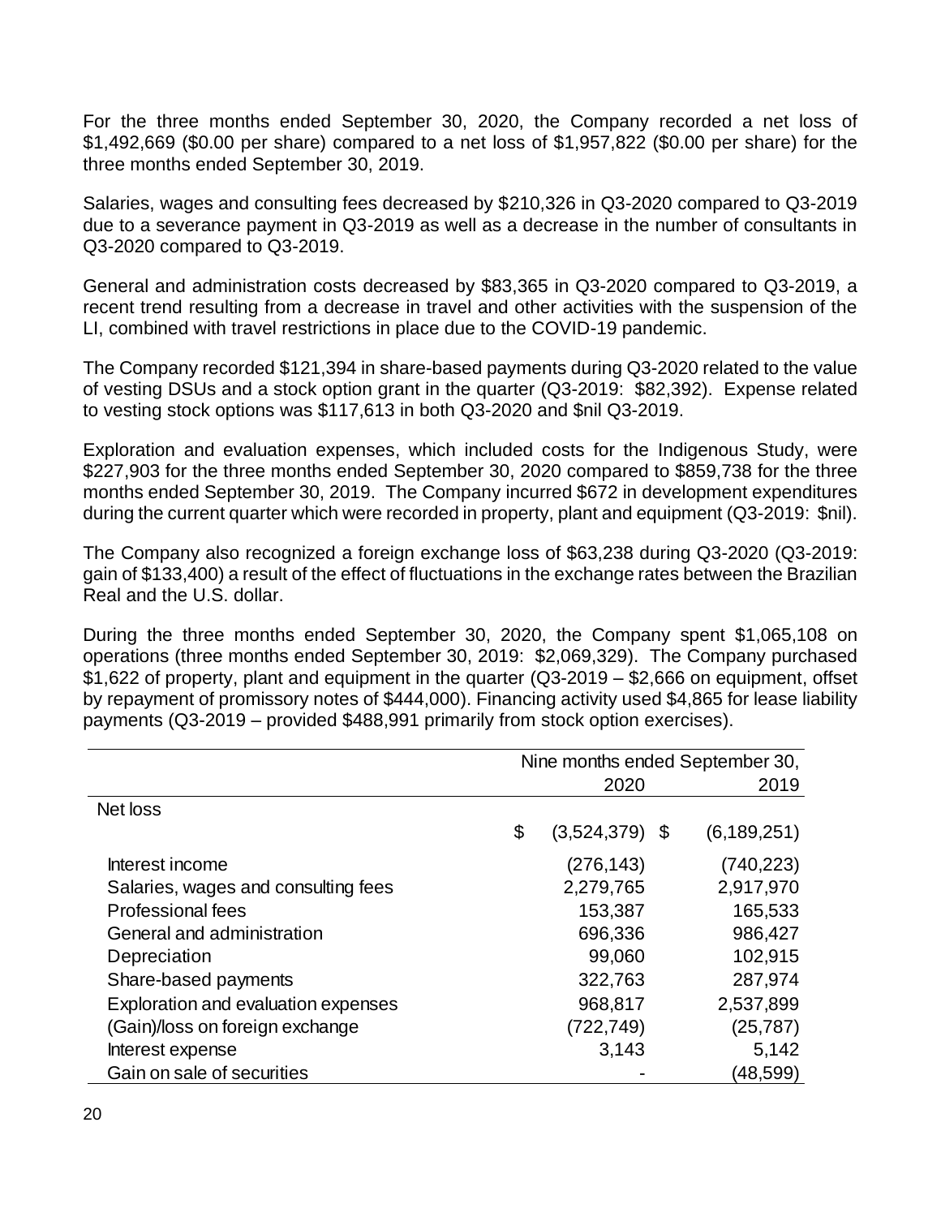For the three months ended September 30, 2020, the Company recorded a net loss of $1,492,669 ($0.00 per share) compared to a net loss of $1,957,822 ($0.00 per share) for the three months ended September 30, 2019.

Salaries, wages and consulting fees decreased by $210,326 in Q3-2020 compared to Q3-2019 due to a severance payment in Q3-2019 as well as a decrease in the number of consultants in Q3-2020 compared to Q3-2019.

General and administration costs decreased by $83,365 in Q3-2020 compared to Q3-2019, a recent trend resulting from a decrease in travel and other activities with the suspension of the LI, combined with travel restrictions in place due to the COVID-19 pandemic.

The Company recorded $121,394 in share-based payments during Q3-2020 related to the value of vesting DSUs and a stock option grant in the quarter (Q3-2019: $82,392). Expense related to vesting stock options was $117,613 in both Q3-2020 and $nil Q3-2019.

Exploration and evaluation expenses, which included costs for the Indigenous Study, were $227,903 for the three months ended September 30, 2020 compared to $859,738 for the three months ended September 30, 2019. The Company incurred $672 in development expenditures during the current quarter which were recorded in property, plant and equipment (Q3-2019: $nil).

The Company also recognized a foreign exchange loss of $63,238 during Q3-2020 (Q3-2019: gain of $133,400) a result of the effect of fluctuations in the exchange rates between the Brazilian Real and the U.S. dollar.

During the three months ended September 30, 2020, the Company spent $1,065,108 on operations (three months ended September 30, 2019: $2,069,329). The Company purchased $1,622 of property, plant and equipment in the quarter (Q3-2019 – $2,666 on equipment, offset by repayment of promissory notes of $444,000). Financing activity used $4,865 for lease liability payments (Q3-2019 – provided $488,991 primarily from stock option exercises).

| | Nine months ended September 30, | |
|---|---|---|
| | 2020 | 2019 |
| Net loss | $ (3,524,379) | $ (6,189,251) |
| Interest income | (276,143) | (740,223) |
| Salaries, wages and consulting fees | 2,279,765 | 2,917,970 |
| Professional fees | 153,387 | 165,533 |
| General and administration | 696,336 | 986,427 |
| Depreciation | 99,060 | 102,915 |
| Share-based payments | 322,763 | 287,974 |
| Exploration and evaluation expenses | 968,817 | 2,537,899 |
| (Gain)/loss on foreign exchange | (722,749) | (25,787) |
| Interest expense | 3,143 | 5,142 |
| Gain on sale of securities | - | (48,599) |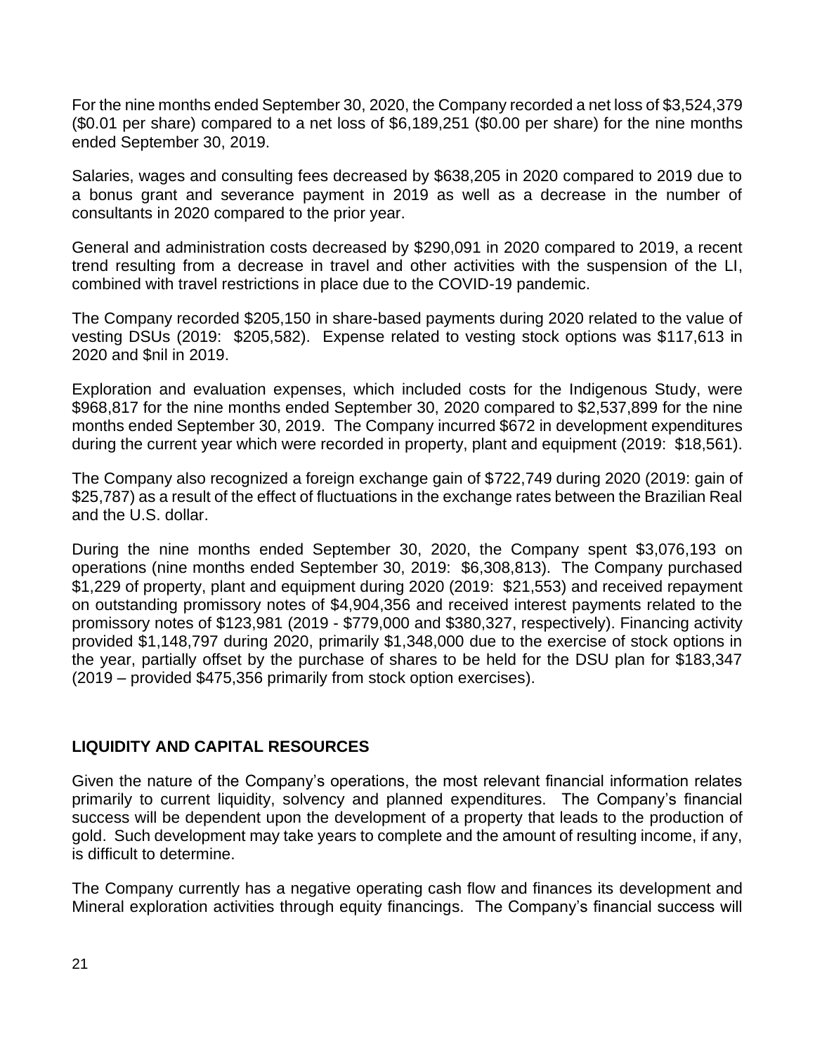For the nine months ended September 30, 2020, the Company recorded a net loss of $3,524,379 ($0.01 per share) compared to a net loss of $6,189,251 ($0.00 per share) for the nine months ended September 30, 2019.

Salaries, wages and consulting fees decreased by $638,205 in 2020 compared to 2019 due to a bonus grant and severance payment in 2019 as well as a decrease in the number of consultants in 2020 compared to the prior year.

General and administration costs decreased by $290,091 in 2020 compared to 2019, a recent trend resulting from a decrease in travel and other activities with the suspension of the LI, combined with travel restrictions in place due to the COVID-19 pandemic.

The Company recorded $205,150 in share-based payments during 2020 related to the value of vesting DSUs (2019: $205,582). Expense related to vesting stock options was $117,613 in 2020 and $nil in 2019.

Exploration and evaluation expenses, which included costs for the Indigenous Study, were $968,817 for the nine months ended September 30, 2020 compared to $2,537,899 for the nine months ended September 30, 2019. The Company incurred $672 in development expenditures during the current year which were recorded in property, plant and equipment (2019: $18,561).

The Company also recognized a foreign exchange gain of $722,749 during 2020 (2019: gain of $25,787) as a result of the effect of fluctuations in the exchange rates between the Brazilian Real and the U.S. dollar.

During the nine months ended September 30, 2020, the Company spent $3,076,193 on operations (nine months ended September 30, 2019: $6,308,813). The Company purchased $1,229 of property, plant and equipment during 2020 (2019: $21,553) and received repayment on outstanding promissory notes of $4,904,356 and received interest payments related to the promissory notes of $123,981 (2019 - $779,000 and $380,327, respectively). Financing activity provided $1,148,797 during 2020, primarily $1,348,000 due to the exercise of stock options in the year, partially offset by the purchase of shares to be held for the DSU plan for $183,347 (2019 – provided $475,356 primarily from stock option exercises).

## LIQUIDITY AND CAPITAL RESOURCES

Given the nature of the Company's operations, the most relevant financial information relates primarily to current liquidity, solvency and planned expenditures. The Company's financial success will be dependent upon the development of a property that leads to the production of gold. Such development may take years to complete and the amount of resulting income, if any, is difficult to determine.

The Company currently has a negative operating cash flow and finances its development and Mineral exploration activities through equity financings. The Company's financial success will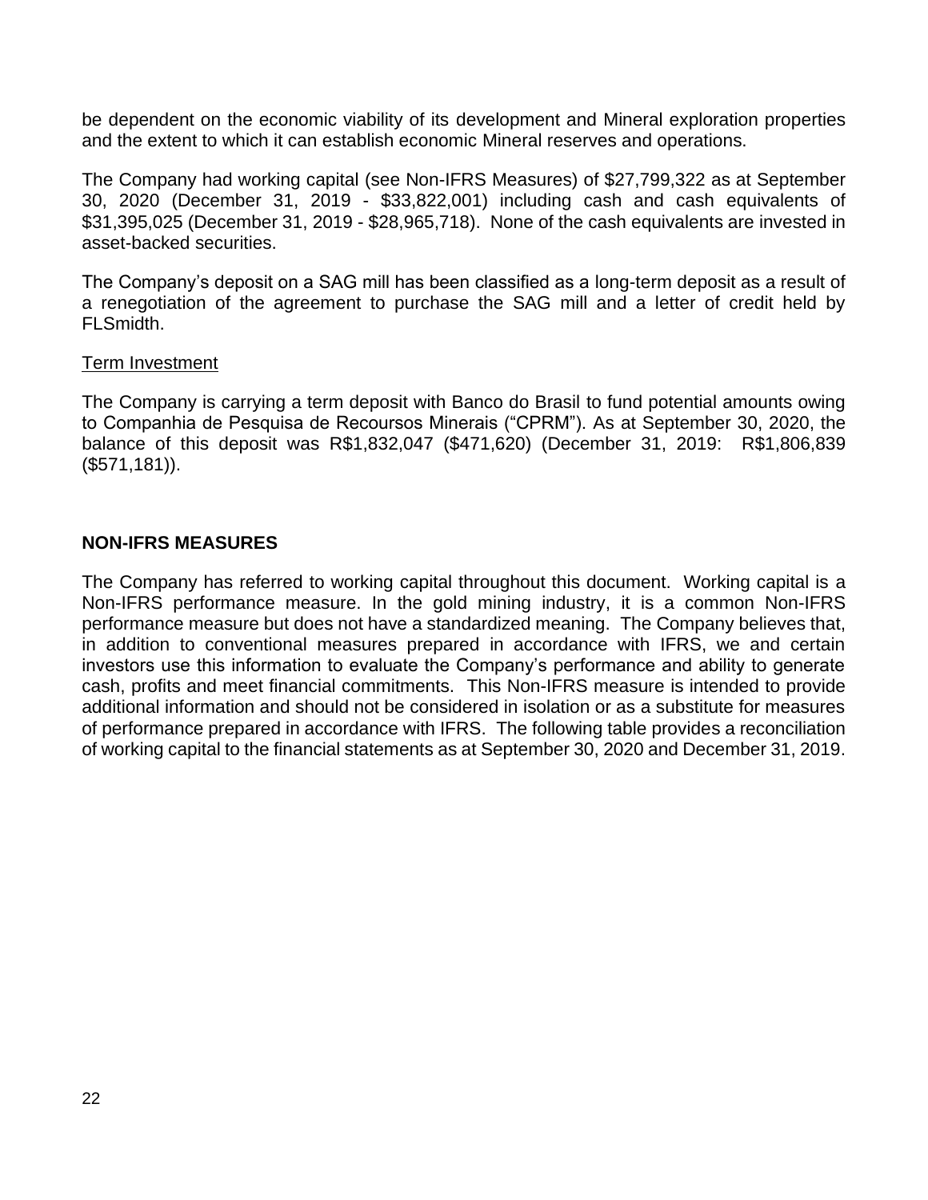be dependent on the economic viability of its development and Mineral exploration properties and the extent to which it can establish economic Mineral reserves and operations.

The Company had working capital (see Non-IFRS Measures) of $27,799,322 as at September 30, 2020 (December 31, 2019 - $33,822,001) including cash and cash equivalents of $31,395,025 (December 31, 2019 - $28,965,718). None of the cash equivalents are invested in asset-backed securities.

The Company's deposit on a SAG mill has been classified as a long-term deposit as a result of a renegotiation of the agreement to purchase the SAG mill and a letter of credit held by FLSmidth.

Term Investment

The Company is carrying a term deposit with Banco do Brasil to fund potential amounts owing to Companhia de Pesquisa de Recoursos Minerais ("CPRM"). As at September 30, 2020, the balance of this deposit was R$1,832,047 ($471,620) (December 31, 2019: R$1,806,839 ($571,181)).

## NON-IFRS MEASURES

The Company has referred to working capital throughout this document. Working capital is a Non-IFRS performance measure. In the gold mining industry, it is a common Non-IFRS performance measure but does not have a standardized meaning. The Company believes that, in addition to conventional measures prepared in accordance with IFRS, we and certain investors use this information to evaluate the Company's performance and ability to generate cash, profits and meet financial commitments. This Non-IFRS measure is intended to provide additional information and should not be considered in isolation or as a substitute for measures of performance prepared in accordance with IFRS. The following table provides a reconciliation of working capital to the financial statements as at September 30, 2020 and December 31, 2019.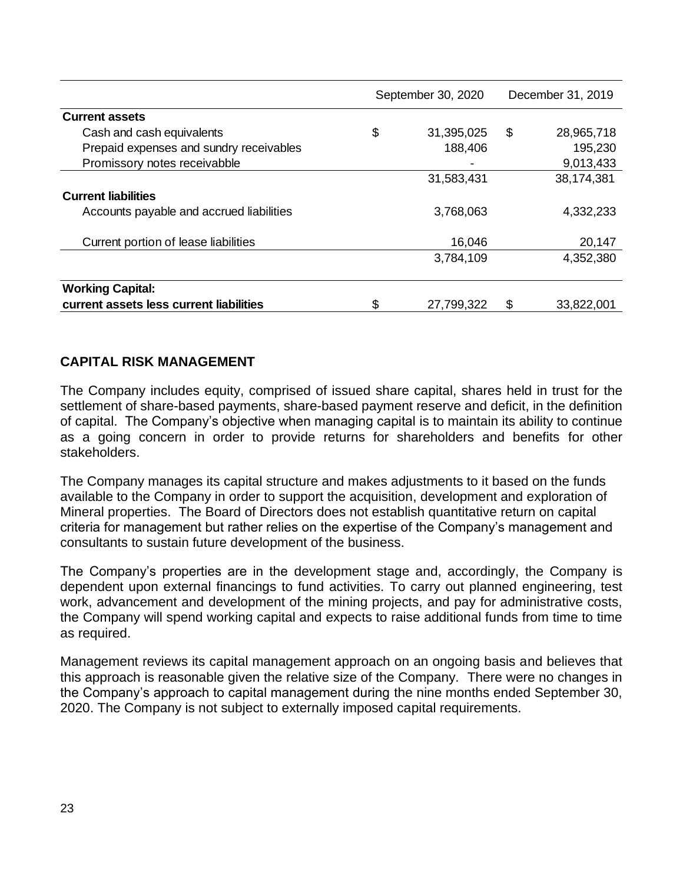| | September 30, 2020 | December 31, 2019 |
|---|---|---|
| **Current assets** | | |
| Cash and cash equivalents | $ 31,395,025 | $ 28,965,718 |
| Prepaid expenses and sundry receivables | 188,406 | 195,230 |
| Promissory notes receivabble | - | 9,013,433 |
| | 31,583,431 | 38,174,381 |
| **Current liabilities** | | |
| Accounts payable and accrued liabilities | 3,768,063 | 4,332,233 |
| Current portion of lease liabilities | 16,046 | 20,147 |
| | 3,784,109 | 4,352,380 |
| **Working Capital:** | | |
| **current assets less current liabilities** | $ 27,799,322 | $ 33,822,001 |

## CAPITAL RISK MANAGEMENT

The Company includes equity, comprised of issued share capital, shares held in trust for the settlement of share-based payments, share-based payment reserve and deficit, in the definition of capital. The Company's objective when managing capital is to maintain its ability to continue as a going concern in order to provide returns for shareholders and benefits for other stakeholders.

The Company manages its capital structure and makes adjustments to it based on the funds available to the Company in order to support the acquisition, development and exploration of Mineral properties. The Board of Directors does not establish quantitative return on capital criteria for management but rather relies on the expertise of the Company's management and consultants to sustain future development of the business.

The Company's properties are in the development stage and, accordingly, the Company is dependent upon external financings to fund activities. To carry out planned engineering, test work, advancement and development of the mining projects, and pay for administrative costs, the Company will spend working capital and expects to raise additional funds from time to time as required.

Management reviews its capital management approach on an ongoing basis and believes that this approach is reasonable given the relative size of the Company. There were no changes in the Company's approach to capital management during the nine months ended September 30, 2020. The Company is not subject to externally imposed capital requirements.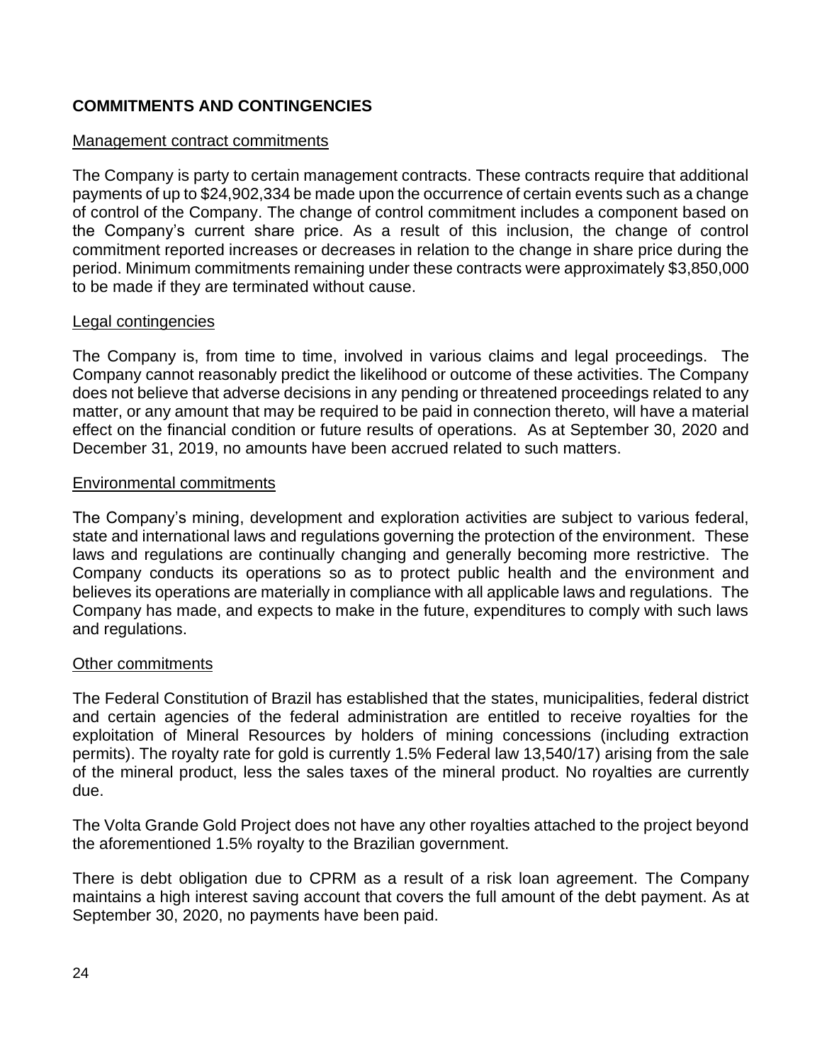## COMMITMENTS AND CONTINGENCIES

### Management contract commitments

The Company is party to certain management contracts. These contracts require that additional payments of up to $24,902,334 be made upon the occurrence of certain events such as a change of control of the Company. The change of control commitment includes a component based on the Company's current share price. As a result of this inclusion, the change of control commitment reported increases or decreases in relation to the change in share price during the period. Minimum commitments remaining under these contracts were approximately $3,850,000 to be made if they are terminated without cause.

### Legal contingencies

The Company is, from time to time, involved in various claims and legal proceedings. The Company cannot reasonably predict the likelihood or outcome of these activities. The Company does not believe that adverse decisions in any pending or threatened proceedings related to any matter, or any amount that may be required to be paid in connection thereto, will have a material effect on the financial condition or future results of operations. As at September 30, 2020 and December 31, 2019, no amounts have been accrued related to such matters.

### Environmental commitments

The Company's mining, development and exploration activities are subject to various federal, state and international laws and regulations governing the protection of the environment. These laws and regulations are continually changing and generally becoming more restrictive. The Company conducts its operations so as to protect public health and the environment and believes its operations are materially in compliance with all applicable laws and regulations. The Company has made, and expects to make in the future, expenditures to comply with such laws and regulations.

### Other commitments

The Federal Constitution of Brazil has established that the states, municipalities, federal district and certain agencies of the federal administration are entitled to receive royalties for the exploitation of Mineral Resources by holders of mining concessions (including extraction permits). The royalty rate for gold is currently 1.5% Federal law 13,540/17) arising from the sale of the mineral product, less the sales taxes of the mineral product. No royalties are currently due.

The Volta Grande Gold Project does not have any other royalties attached to the project beyond the aforementioned 1.5% royalty to the Brazilian government.

There is debt obligation due to CPRM as a result of a risk loan agreement. The Company maintains a high interest saving account that covers the full amount of the debt payment. As at September 30, 2020, no payments have been paid.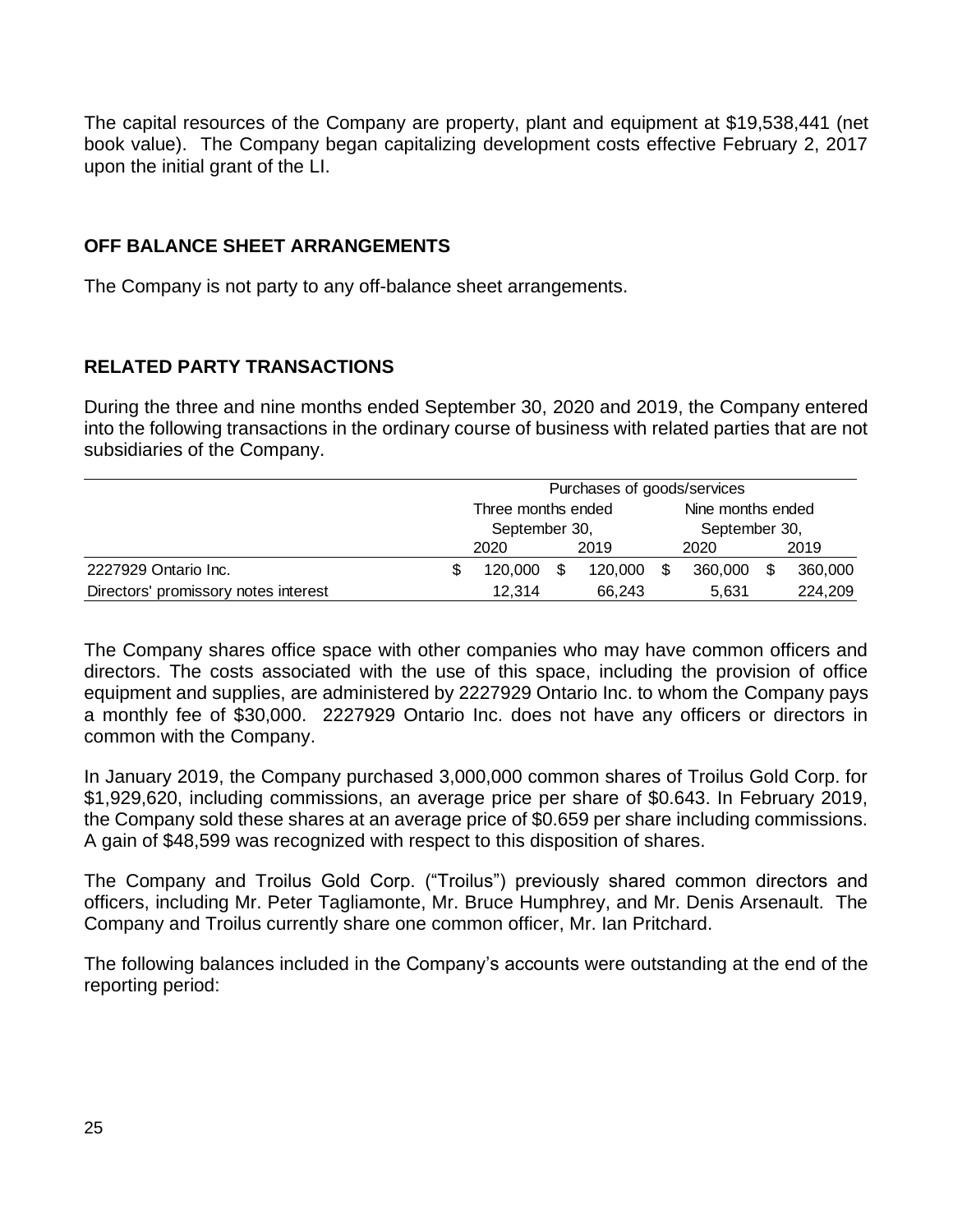The capital resources of the Company are property, plant and equipment at $19,538,441 (net book value). The Company began capitalizing development costs effective February 2, 2017 upon the initial grant of the LI.

## OFF BALANCE SHEET ARRANGEMENTS

The Company is not party to any off-balance sheet arrangements.

## RELATED PARTY TRANSACTIONS

During the three and nine months ended September 30, 2020 and 2019, the Company entered into the following transactions in the ordinary course of business with related parties that are not subsidiaries of the Company.

| | Purchases of goods/services | | | |
|---|---|---|---|---|
| | Three months ended September 30, | | Nine months ended September 30, | |
| | 2020 | 2019 | 2020 | 2019 |
| 2227929 Ontario Inc. | $ 120,000 | $ 120,000 | $ 360,000 | $ 360,000 |
| Directors' promissory notes interest | 12,314 | 66,243 | 5,631 | 224,209 |

The Company shares office space with other companies who may have common officers and directors. The costs associated with the use of this space, including the provision of office equipment and supplies, are administered by 2227929 Ontario Inc. to whom the Company pays a monthly fee of $30,000. 2227929 Ontario Inc. does not have any officers or directors in common with the Company.

In January 2019, the Company purchased 3,000,000 common shares of Troilus Gold Corp. for $1,929,620, including commissions, an average price per share of $0.643. In February 2019, the Company sold these shares at an average price of $0.659 per share including commissions. A gain of $48,599 was recognized with respect to this disposition of shares.

The Company and Troilus Gold Corp. ("Troilus") previously shared common directors and officers, including Mr. Peter Tagliamonte, Mr. Bruce Humphrey, and Mr. Denis Arsenault. The Company and Troilus currently share one common officer, Mr. Ian Pritchard.

The following balances included in the Company's accounts were outstanding at the end of the reporting period: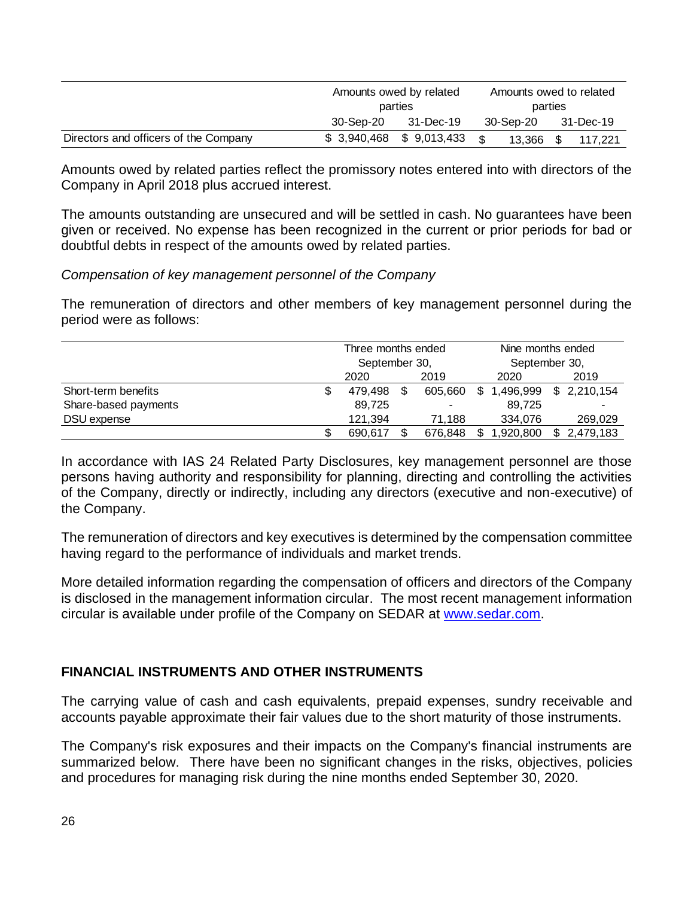| | Amounts owed by related parties | | Amounts owed to related parties | |
|---|---|---|---|---|
| | 30-Sep-20 | 31-Dec-19 | 30-Sep-20 | 31-Dec-19 |
| Directors and officers of the Company | $ 3,940,468 | $ 9,013,433 | $ 13,366 | $ 117,221 |

Amounts owed by related parties reflect the promissory notes entered into with directors of the Company in April 2018 plus accrued interest.

The amounts outstanding are unsecured and will be settled in cash. No guarantees have been given or received. No expense has been recognized in the current or prior periods for bad or doubtful debts in respect of the amounts owed by related parties.

*Compensation of key management personnel of the Company*

The remuneration of directors and other members of key management personnel during the period were as follows:

| | Three months ended September 30, | | Nine months ended September 30, | |
|---|---|---|---|---|
| | 2020 | 2019 | 2020 | 2019 |
| Short-term benefits | $ 479,498 | $ 605,660 | $ 1,496,999 | $ 2,210,154 |
| Share-based payments | 89,725 | - | 89,725 | - |
| DSU expense | 121,394 | 71,188 | 334,076 | 269,029 |
| | $ 690,617 | $ 676,848 | $ 1,920,800 | $ 2,479,183 |

In accordance with IAS 24 Related Party Disclosures, key management personnel are those persons having authority and responsibility for planning, directing and controlling the activities of the Company, directly or indirectly, including any directors (executive and non-executive) of the Company.

The remuneration of directors and key executives is determined by the compensation committee having regard to the performance of individuals and market trends.

More detailed information regarding the compensation of officers and directors of the Company is disclosed in the management information circular. The most recent management information circular is available under profile of the Company on SEDAR at www.sedar.com.

## FINANCIAL INSTRUMENTS AND OTHER INSTRUMENTS

The carrying value of cash and cash equivalents, prepaid expenses, sundry receivable and accounts payable approximate their fair values due to the short maturity of those instruments.

The Company's risk exposures and their impacts on the Company's financial instruments are summarized below. There have been no significant changes in the risks, objectives, policies and procedures for managing risk during the nine months ended September 30, 2020.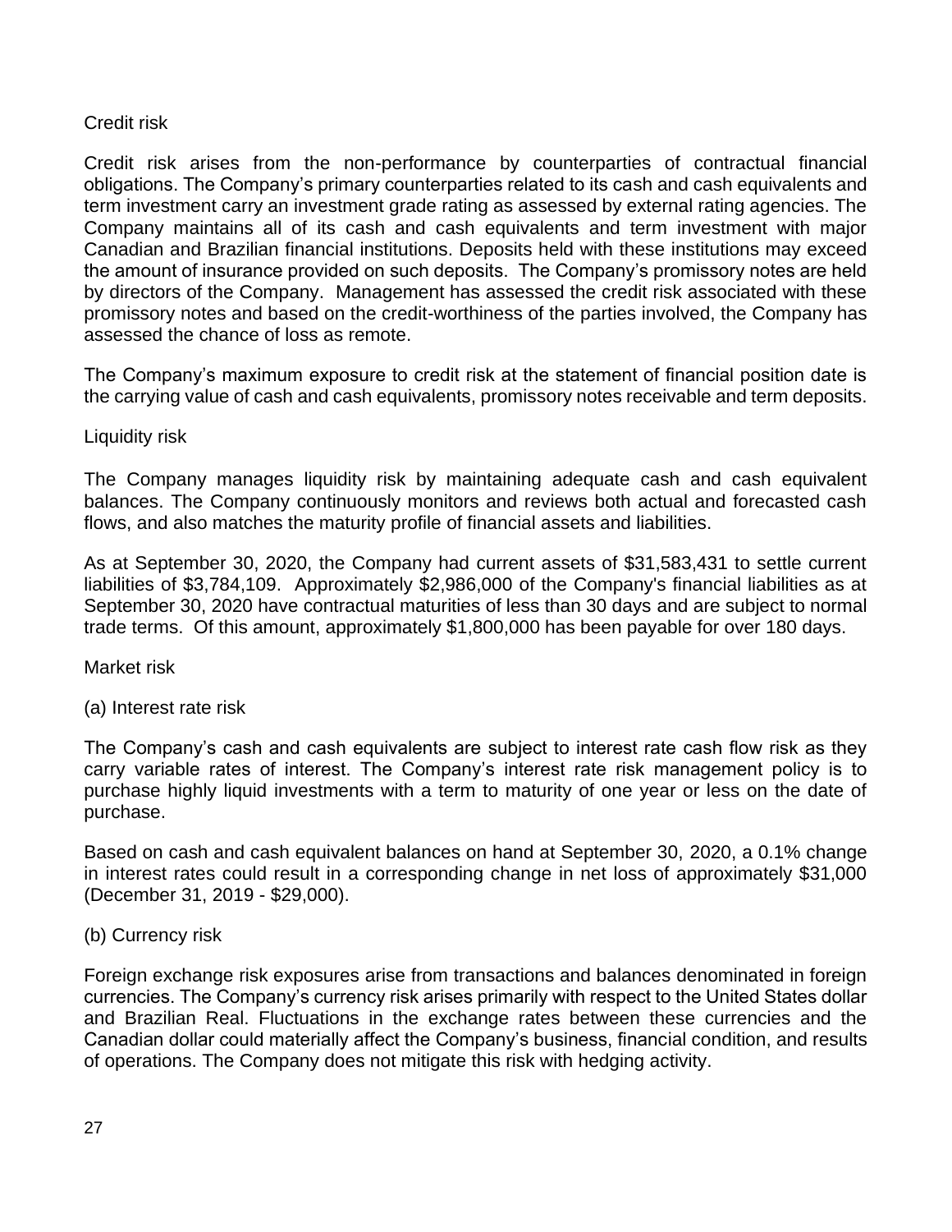Credit risk

Credit risk arises from the non-performance by counterparties of contractual financial obligations. The Company's primary counterparties related to its cash and cash equivalents and term investment carry an investment grade rating as assessed by external rating agencies. The Company maintains all of its cash and cash equivalents and term investment with major Canadian and Brazilian financial institutions. Deposits held with these institutions may exceed the amount of insurance provided on such deposits. The Company's promissory notes are held by directors of the Company. Management has assessed the credit risk associated with these promissory notes and based on the credit-worthiness of the parties involved, the Company has assessed the chance of loss as remote.

The Company's maximum exposure to credit risk at the statement of financial position date is the carrying value of cash and cash equivalents, promissory notes receivable and term deposits.

Liquidity risk

The Company manages liquidity risk by maintaining adequate cash and cash equivalent balances. The Company continuously monitors and reviews both actual and forecasted cash flows, and also matches the maturity profile of financial assets and liabilities.

As at September 30, 2020, the Company had current assets of $31,583,431 to settle current liabilities of $3,784,109. Approximately $2,986,000 of the Company's financial liabilities as at September 30, 2020 have contractual maturities of less than 30 days and are subject to normal trade terms. Of this amount, approximately $1,800,000 has been payable for over 180 days.

Market risk

(a) Interest rate risk

The Company's cash and cash equivalents are subject to interest rate cash flow risk as they carry variable rates of interest. The Company's interest rate risk management policy is to purchase highly liquid investments with a term to maturity of one year or less on the date of purchase.

Based on cash and cash equivalent balances on hand at September 30, 2020, a 0.1% change in interest rates could result in a corresponding change in net loss of approximately $31,000 (December 31, 2019 - $29,000).

(b) Currency risk

Foreign exchange risk exposures arise from transactions and balances denominated in foreign currencies. The Company's currency risk arises primarily with respect to the United States dollar and Brazilian Real. Fluctuations in the exchange rates between these currencies and the Canadian dollar could materially affect the Company's business, financial condition, and results of operations. The Company does not mitigate this risk with hedging activity.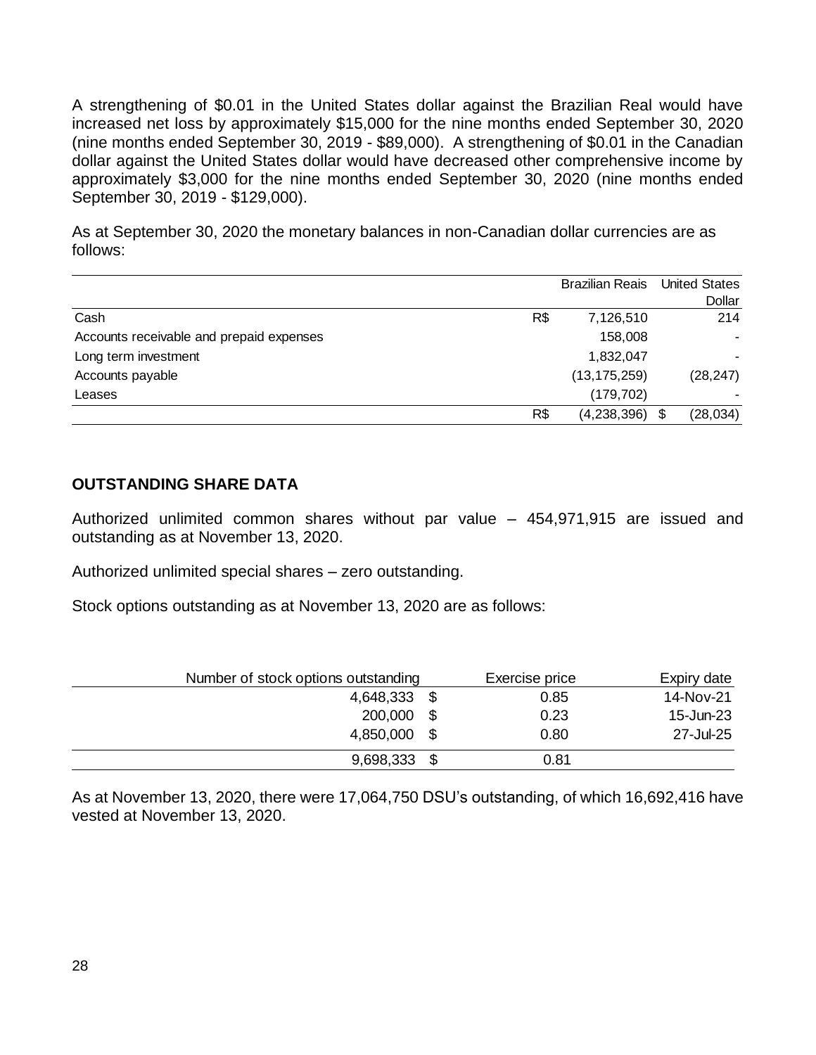A strengthening of $0.01 in the United States dollar against the Brazilian Real would have increased net loss by approximately $15,000 for the nine months ended September 30, 2020 (nine months ended September 30, 2019 - $89,000). A strengthening of $0.01 in the Canadian dollar against the United States dollar would have decreased other comprehensive income by approximately $3,000 for the nine months ended September 30, 2020 (nine months ended September 30, 2019 - $129,000).

As at September 30, 2020 the monetary balances in non-Canadian dollar currencies are as follows:

| | | Brazilian Reais | | United States Dollar |
|---|---|---|---|---|
| Cash | R$ | 7,126,510 | | 214 |
| Accounts receivable and prepaid expenses | | 158,008 | | - |
| Long term investment | | 1,832,047 | | - |
| Accounts payable | | (13,175,259) | | (28,247) |
| Leases | | (179,702) | | - |
| | R$ | (4,238,396) | $ | (28,034) |

## OUTSTANDING SHARE DATA

Authorized unlimited common shares without par value – 454,971,915 are issued and outstanding as at November 13, 2020.

Authorized unlimited special shares – zero outstanding.

Stock options outstanding as at November 13, 2020 are as follows:

| Number of stock options outstanding | | Exercise price | Expiry date |
|---|---|---|---|
| 4,648,333 | $ | 0.85 | 14-Nov-21 |
| 200,000 | $ | 0.23 | 15-Jun-23 |
| 4,850,000 | $ | 0.80 | 27-Jul-25 |
| 9,698,333 | $ | 0.81 | |

As at November 13, 2020, there were 17,064,750 DSU's outstanding, of which 16,692,416 have vested at November 13, 2020.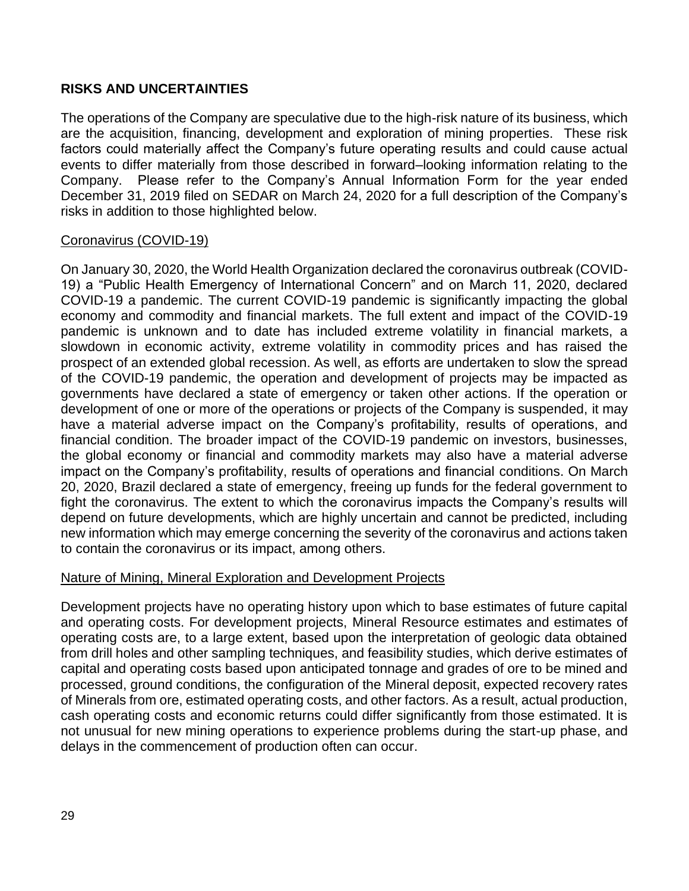## RISKS AND UNCERTAINTIES

The operations of the Company are speculative due to the high-risk nature of its business, which are the acquisition, financing, development and exploration of mining properties. These risk factors could materially affect the Company's future operating results and could cause actual events to differ materially from those described in forward–looking information relating to the Company. Please refer to the Company's Annual Information Form for the year ended December 31, 2019 filed on SEDAR on March 24, 2020 for a full description of the Company's risks in addition to those highlighted below.

### Coronavirus (COVID-19)

On January 30, 2020, the World Health Organization declared the coronavirus outbreak (COVID-19) a "Public Health Emergency of International Concern" and on March 11, 2020, declared COVID-19 a pandemic. The current COVID-19 pandemic is significantly impacting the global economy and commodity and financial markets. The full extent and impact of the COVID-19 pandemic is unknown and to date has included extreme volatility in financial markets, a slowdown in economic activity, extreme volatility in commodity prices and has raised the prospect of an extended global recession. As well, as efforts are undertaken to slow the spread of the COVID-19 pandemic, the operation and development of projects may be impacted as governments have declared a state of emergency or taken other actions. If the operation or development of one or more of the operations or projects of the Company is suspended, it may have a material adverse impact on the Company's profitability, results of operations, and financial condition. The broader impact of the COVID-19 pandemic on investors, businesses, the global economy or financial and commodity markets may also have a material adverse impact on the Company's profitability, results of operations and financial conditions. On March 20, 2020, Brazil declared a state of emergency, freeing up funds for the federal government to fight the coronavirus. The extent to which the coronavirus impacts the Company's results will depend on future developments, which are highly uncertain and cannot be predicted, including new information which may emerge concerning the severity of the coronavirus and actions taken to contain the coronavirus or its impact, among others.

### Nature of Mining, Mineral Exploration and Development Projects

Development projects have no operating history upon which to base estimates of future capital and operating costs. For development projects, Mineral Resource estimates and estimates of operating costs are, to a large extent, based upon the interpretation of geologic data obtained from drill holes and other sampling techniques, and feasibility studies, which derive estimates of capital and operating costs based upon anticipated tonnage and grades of ore to be mined and processed, ground conditions, the configuration of the Mineral deposit, expected recovery rates of Minerals from ore, estimated operating costs, and other factors. As a result, actual production, cash operating costs and economic returns could differ significantly from those estimated. It is not unusual for new mining operations to experience problems during the start-up phase, and delays in the commencement of production often can occur.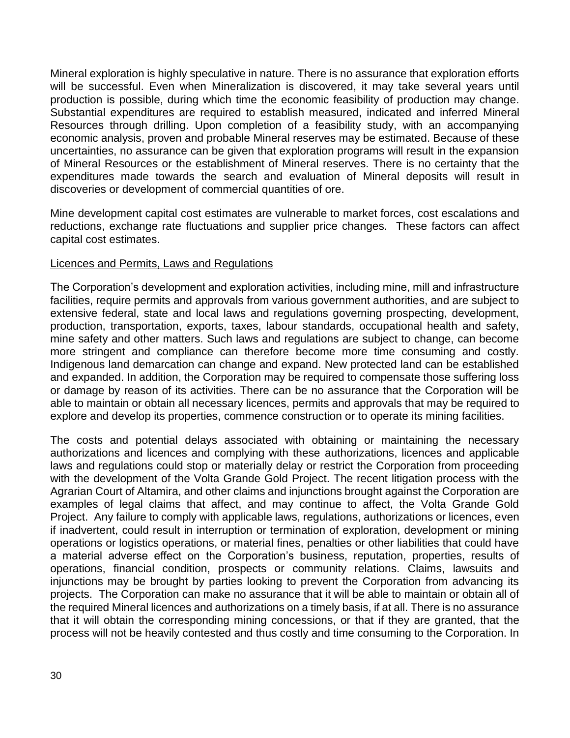Mineral exploration is highly speculative in nature. There is no assurance that exploration efforts will be successful. Even when Mineralization is discovered, it may take several years until production is possible, during which time the economic feasibility of production may change. Substantial expenditures are required to establish measured, indicated and inferred Mineral Resources through drilling. Upon completion of a feasibility study, with an accompanying economic analysis, proven and probable Mineral reserves may be estimated. Because of these uncertainties, no assurance can be given that exploration programs will result in the expansion of Mineral Resources or the establishment of Mineral reserves. There is no certainty that the expenditures made towards the search and evaluation of Mineral deposits will result in discoveries or development of commercial quantities of ore.

Mine development capital cost estimates are vulnerable to market forces, cost escalations and reductions, exchange rate fluctuations and supplier price changes. These factors can affect capital cost estimates.

<u>Licences and Permits, Laws and Regulations</u>

The Corporation's development and exploration activities, including mine, mill and infrastructure facilities, require permits and approvals from various government authorities, and are subject to extensive federal, state and local laws and regulations governing prospecting, development, production, transportation, exports, taxes, labour standards, occupational health and safety, mine safety and other matters. Such laws and regulations are subject to change, can become more stringent and compliance can therefore become more time consuming and costly. Indigenous land demarcation can change and expand. New protected land can be established and expanded. In addition, the Corporation may be required to compensate those suffering loss or damage by reason of its activities. There can be no assurance that the Corporation will be able to maintain or obtain all necessary licences, permits and approvals that may be required to explore and develop its properties, commence construction or to operate its mining facilities.

The costs and potential delays associated with obtaining or maintaining the necessary authorizations and licences and complying with these authorizations, licences and applicable laws and regulations could stop or materially delay or restrict the Corporation from proceeding with the development of the Volta Grande Gold Project. The recent litigation process with the Agrarian Court of Altamira, and other claims and injunctions brought against the Corporation are examples of legal claims that affect, and may continue to affect, the Volta Grande Gold Project. Any failure to comply with applicable laws, regulations, authorizations or licences, even if inadvertent, could result in interruption or termination of exploration, development or mining operations or logistics operations, or material fines, penalties or other liabilities that could have a material adverse effect on the Corporation's business, reputation, properties, results of operations, financial condition, prospects or community relations. Claims, lawsuits and injunctions may be brought by parties looking to prevent the Corporation from advancing its projects. The Corporation can make no assurance that it will be able to maintain or obtain all of the required Mineral licences and authorizations on a timely basis, if at all. There is no assurance that it will obtain the corresponding mining concessions, or that if they are granted, that the process will not be heavily contested and thus costly and time consuming to the Corporation. In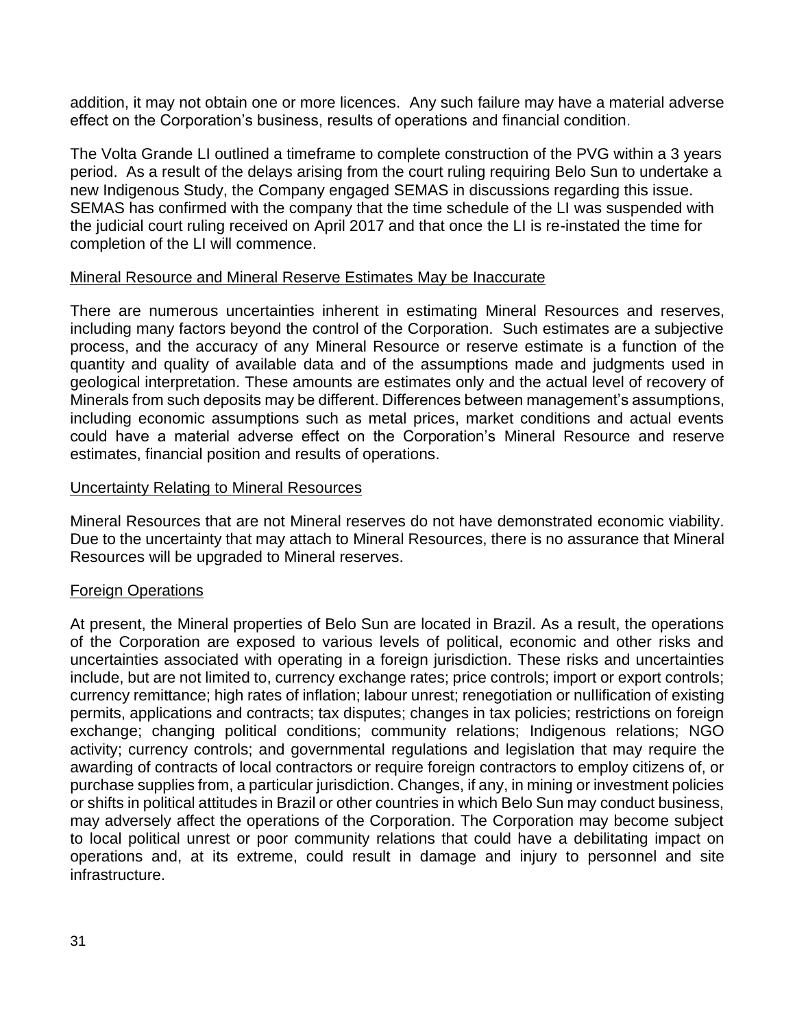addition, it may not obtain one or more licences. Any such failure may have a material adverse effect on the Corporation's business, results of operations and financial condition.

The Volta Grande LI outlined a timeframe to complete construction of the PVG within a 3 years period. As a result of the delays arising from the court ruling requiring Belo Sun to undertake a new Indigenous Study, the Company engaged SEMAS in discussions regarding this issue. SEMAS has confirmed with the company that the time schedule of the LI was suspended with the judicial court ruling received on April 2017 and that once the LI is re-instated the time for completion of the LI will commence.

## Mineral Resource and Mineral Reserve Estimates May be Inaccurate

There are numerous uncertainties inherent in estimating Mineral Resources and reserves, including many factors beyond the control of the Corporation. Such estimates are a subjective process, and the accuracy of any Mineral Resource or reserve estimate is a function of the quantity and quality of available data and of the assumptions made and judgments used in geological interpretation. These amounts are estimates only and the actual level of recovery of Minerals from such deposits may be different. Differences between management's assumptions, including economic assumptions such as metal prices, market conditions and actual events could have a material adverse effect on the Corporation's Mineral Resource and reserve estimates, financial position and results of operations.

## Uncertainty Relating to Mineral Resources

Mineral Resources that are not Mineral reserves do not have demonstrated economic viability. Due to the uncertainty that may attach to Mineral Resources, there is no assurance that Mineral Resources will be upgraded to Mineral reserves.

## Foreign Operations

At present, the Mineral properties of Belo Sun are located in Brazil. As a result, the operations of the Corporation are exposed to various levels of political, economic and other risks and uncertainties associated with operating in a foreign jurisdiction. These risks and uncertainties include, but are not limited to, currency exchange rates; price controls; import or export controls; currency remittance; high rates of inflation; labour unrest; renegotiation or nullification of existing permits, applications and contracts; tax disputes; changes in tax policies; restrictions on foreign exchange; changing political conditions; community relations; Indigenous relations; NGO activity; currency controls; and governmental regulations and legislation that may require the awarding of contracts of local contractors or require foreign contractors to employ citizens of, or purchase supplies from, a particular jurisdiction. Changes, if any, in mining or investment policies or shifts in political attitudes in Brazil or other countries in which Belo Sun may conduct business, may adversely affect the operations of the Corporation. The Corporation may become subject to local political unrest or poor community relations that could have a debilitating impact on operations and, at its extreme, could result in damage and injury to personnel and site infrastructure.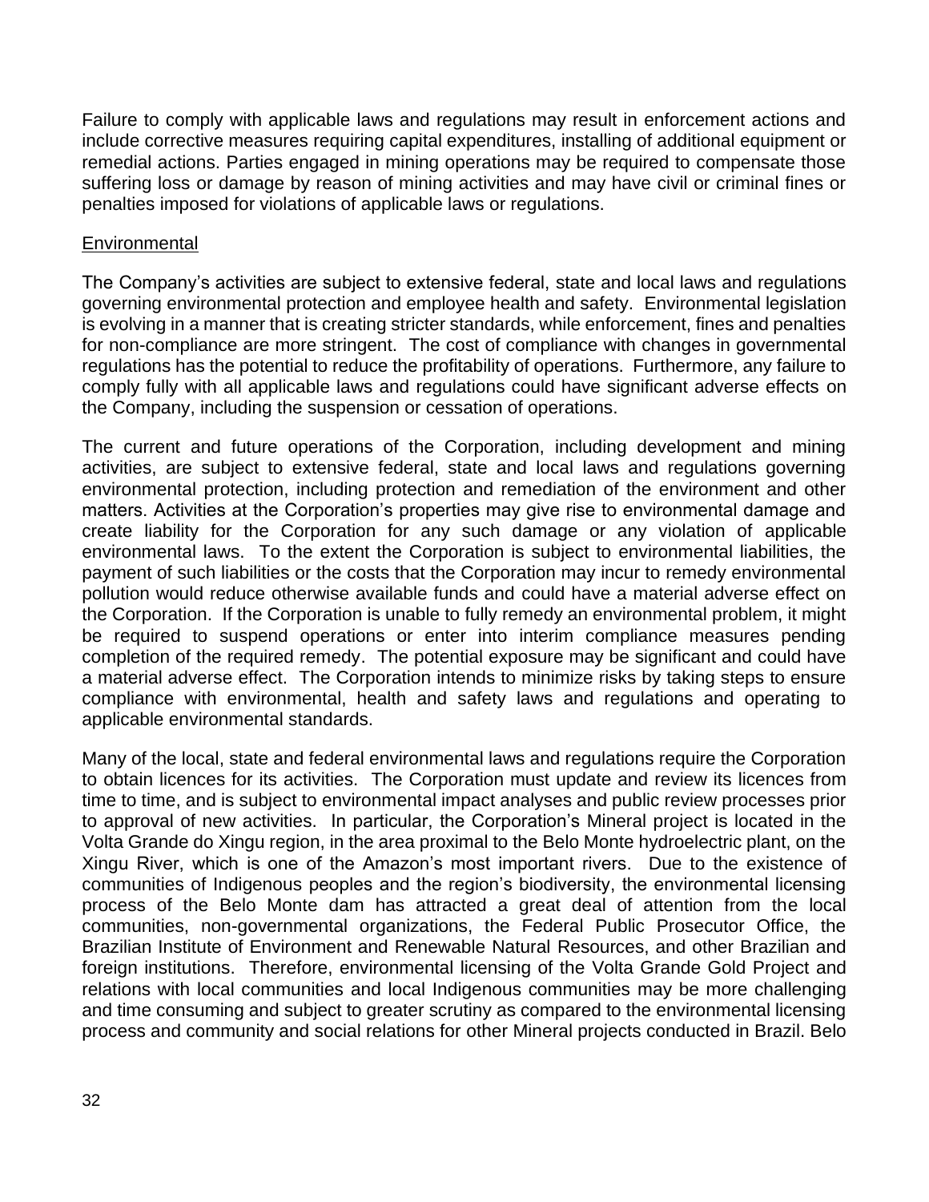Failure to comply with applicable laws and regulations may result in enforcement actions and include corrective measures requiring capital expenditures, installing of additional equipment or remedial actions. Parties engaged in mining operations may be required to compensate those suffering loss or damage by reason of mining activities and may have civil or criminal fines or penalties imposed for violations of applicable laws or regulations.

Environmental

The Company's activities are subject to extensive federal, state and local laws and regulations governing environmental protection and employee health and safety. Environmental legislation is evolving in a manner that is creating stricter standards, while enforcement, fines and penalties for non-compliance are more stringent. The cost of compliance with changes in governmental regulations has the potential to reduce the profitability of operations. Furthermore, any failure to comply fully with all applicable laws and regulations could have significant adverse effects on the Company, including the suspension or cessation of operations.

The current and future operations of the Corporation, including development and mining activities, are subject to extensive federal, state and local laws and regulations governing environmental protection, including protection and remediation of the environment and other matters. Activities at the Corporation's properties may give rise to environmental damage and create liability for the Corporation for any such damage or any violation of applicable environmental laws. To the extent the Corporation is subject to environmental liabilities, the payment of such liabilities or the costs that the Corporation may incur to remedy environmental pollution would reduce otherwise available funds and could have a material adverse effect on the Corporation. If the Corporation is unable to fully remedy an environmental problem, it might be required to suspend operations or enter into interim compliance measures pending completion of the required remedy. The potential exposure may be significant and could have a material adverse effect. The Corporation intends to minimize risks by taking steps to ensure compliance with environmental, health and safety laws and regulations and operating to applicable environmental standards.

Many of the local, state and federal environmental laws and regulations require the Corporation to obtain licences for its activities. The Corporation must update and review its licences from time to time, and is subject to environmental impact analyses and public review processes prior to approval of new activities. In particular, the Corporation's Mineral project is located in the Volta Grande do Xingu region, in the area proximal to the Belo Monte hydroelectric plant, on the Xingu River, which is one of the Amazon's most important rivers. Due to the existence of communities of Indigenous peoples and the region's biodiversity, the environmental licensing process of the Belo Monte dam has attracted a great deal of attention from the local communities, non-governmental organizations, the Federal Public Prosecutor Office, the Brazilian Institute of Environment and Renewable Natural Resources, and other Brazilian and foreign institutions. Therefore, environmental licensing of the Volta Grande Gold Project and relations with local communities and local Indigenous communities may be more challenging and time consuming and subject to greater scrutiny as compared to the environmental licensing process and community and social relations for other Mineral projects conducted in Brazil. Belo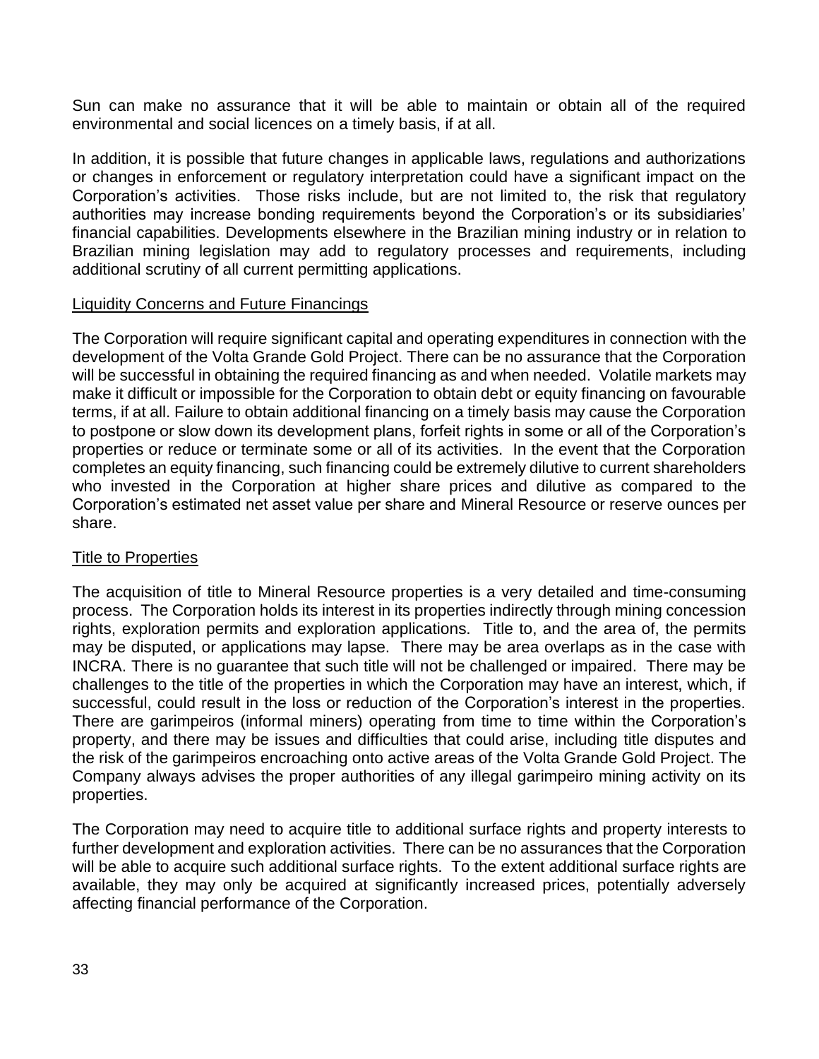Sun can make no assurance that it will be able to maintain or obtain all of the required environmental and social licences on a timely basis, if at all.

In addition, it is possible that future changes in applicable laws, regulations and authorizations or changes in enforcement or regulatory interpretation could have a significant impact on the Corporation's activities. Those risks include, but are not limited to, the risk that regulatory authorities may increase bonding requirements beyond the Corporation's or its subsidiaries' financial capabilities. Developments elsewhere in the Brazilian mining industry or in relation to Brazilian mining legislation may add to regulatory processes and requirements, including additional scrutiny of all current permitting applications.

<u>Liquidity Concerns and Future Financings</u>

The Corporation will require significant capital and operating expenditures in connection with the development of the Volta Grande Gold Project. There can be no assurance that the Corporation will be successful in obtaining the required financing as and when needed. Volatile markets may make it difficult or impossible for the Corporation to obtain debt or equity financing on favourable terms, if at all. Failure to obtain additional financing on a timely basis may cause the Corporation to postpone or slow down its development plans, forfeit rights in some or all of the Corporation's properties or reduce or terminate some or all of its activities. In the event that the Corporation completes an equity financing, such financing could be extremely dilutive to current shareholders who invested in the Corporation at higher share prices and dilutive as compared to the Corporation's estimated net asset value per share and Mineral Resource or reserve ounces per share.

<u>Title to Properties</u>

The acquisition of title to Mineral Resource properties is a very detailed and time-consuming process. The Corporation holds its interest in its properties indirectly through mining concession rights, exploration permits and exploration applications. Title to, and the area of, the permits may be disputed, or applications may lapse. There may be area overlaps as in the case with INCRA. There is no guarantee that such title will not be challenged or impaired. There may be challenges to the title of the properties in which the Corporation may have an interest, which, if successful, could result in the loss or reduction of the Corporation's interest in the properties. There are garimpeiros (informal miners) operating from time to time within the Corporation's property, and there may be issues and difficulties that could arise, including title disputes and the risk of the garimpeiros encroaching onto active areas of the Volta Grande Gold Project. The Company always advises the proper authorities of any illegal garimpeiro mining activity on its properties.

The Corporation may need to acquire title to additional surface rights and property interests to further development and exploration activities. There can be no assurances that the Corporation will be able to acquire such additional surface rights. To the extent additional surface rights are available, they may only be acquired at significantly increased prices, potentially adversely affecting financial performance of the Corporation.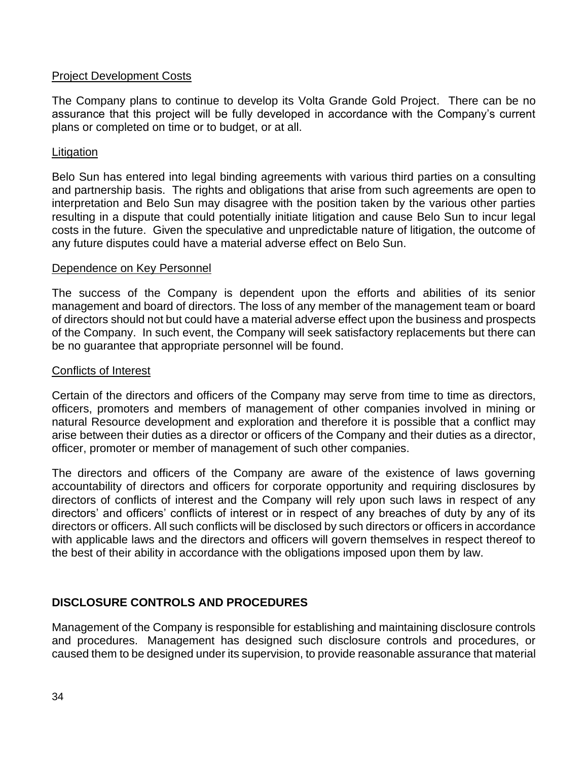Project Development Costs

The Company plans to continue to develop its Volta Grande Gold Project. There can be no assurance that this project will be fully developed in accordance with the Company's current plans or completed on time or to budget, or at all.

Litigation

Belo Sun has entered into legal binding agreements with various third parties on a consulting and partnership basis. The rights and obligations that arise from such agreements are open to interpretation and Belo Sun may disagree with the position taken by the various other parties resulting in a dispute that could potentially initiate litigation and cause Belo Sun to incur legal costs in the future. Given the speculative and unpredictable nature of litigation, the outcome of any future disputes could have a material adverse effect on Belo Sun.

Dependence on Key Personnel

The success of the Company is dependent upon the efforts and abilities of its senior management and board of directors. The loss of any member of the management team or board of directors should not but could have a material adverse effect upon the business and prospects of the Company. In such event, the Company will seek satisfactory replacements but there can be no guarantee that appropriate personnel will be found.

Conflicts of Interest

Certain of the directors and officers of the Company may serve from time to time as directors, officers, promoters and members of management of other companies involved in mining or natural Resource development and exploration and therefore it is possible that a conflict may arise between their duties as a director or officers of the Company and their duties as a director, officer, promoter or member of management of such other companies.

The directors and officers of the Company are aware of the existence of laws governing accountability of directors and officers for corporate opportunity and requiring disclosures by directors of conflicts of interest and the Company will rely upon such laws in respect of any directors' and officers' conflicts of interest or in respect of any breaches of duty by any of its directors or officers. All such conflicts will be disclosed by such directors or officers in accordance with applicable laws and the directors and officers will govern themselves in respect thereof to the best of their ability in accordance with the obligations imposed upon them by law.

## DISCLOSURE CONTROLS AND PROCEDURES

Management of the Company is responsible for establishing and maintaining disclosure controls and procedures. Management has designed such disclosure controls and procedures, or caused them to be designed under its supervision, to provide reasonable assurance that material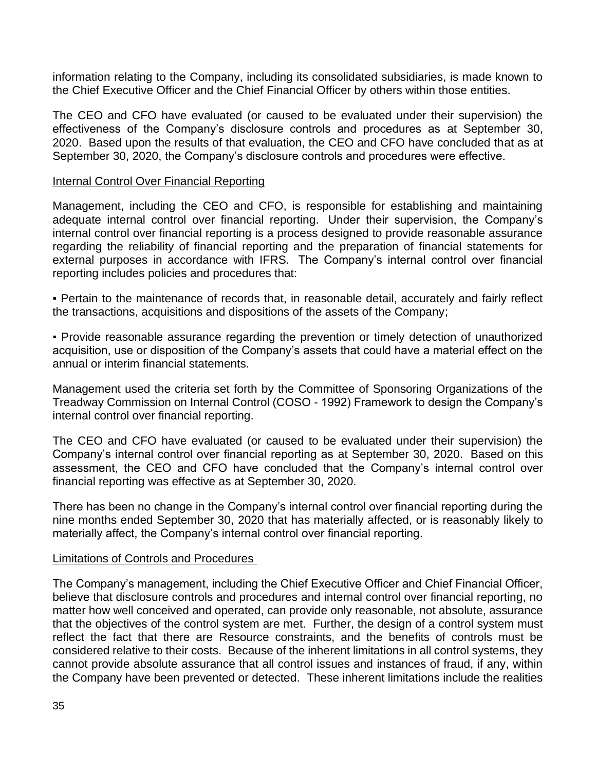information relating to the Company, including its consolidated subsidiaries, is made known to the Chief Executive Officer and the Chief Financial Officer by others within those entities.

The CEO and CFO have evaluated (or caused to be evaluated under their supervision) the effectiveness of the Company's disclosure controls and procedures as at September 30, 2020. Based upon the results of that evaluation, the CEO and CFO have concluded that as at September 30, 2020, the Company's disclosure controls and procedures were effective.

## Internal Control Over Financial Reporting

Management, including the CEO and CFO, is responsible for establishing and maintaining adequate internal control over financial reporting. Under their supervision, the Company's internal control over financial reporting is a process designed to provide reasonable assurance regarding the reliability of financial reporting and the preparation of financial statements for external purposes in accordance with IFRS. The Company's internal control over financial reporting includes policies and procedures that:

- Pertain to the maintenance of records that, in reasonable detail, accurately and fairly reflect the transactions, acquisitions and dispositions of the assets of the Company;

- Provide reasonable assurance regarding the prevention or timely detection of unauthorized acquisition, use or disposition of the Company's assets that could have a material effect on the annual or interim financial statements.

Management used the criteria set forth by the Committee of Sponsoring Organizations of the Treadway Commission on Internal Control (COSO - 1992) Framework to design the Company's internal control over financial reporting.

The CEO and CFO have evaluated (or caused to be evaluated under their supervision) the Company's internal control over financial reporting as at September 30, 2020. Based on this assessment, the CEO and CFO have concluded that the Company's internal control over financial reporting was effective as at September 30, 2020.

There has been no change in the Company's internal control over financial reporting during the nine months ended September 30, 2020 that has materially affected, or is reasonably likely to materially affect, the Company's internal control over financial reporting.

## Limitations of Controls and Procedures

The Company's management, including the Chief Executive Officer and Chief Financial Officer, believe that disclosure controls and procedures and internal control over financial reporting, no matter how well conceived and operated, can provide only reasonable, not absolute, assurance that the objectives of the control system are met. Further, the design of a control system must reflect the fact that there are Resource constraints, and the benefits of controls must be considered relative to their costs. Because of the inherent limitations in all control systems, they cannot provide absolute assurance that all control issues and instances of fraud, if any, within the Company have been prevented or detected. These inherent limitations include the realities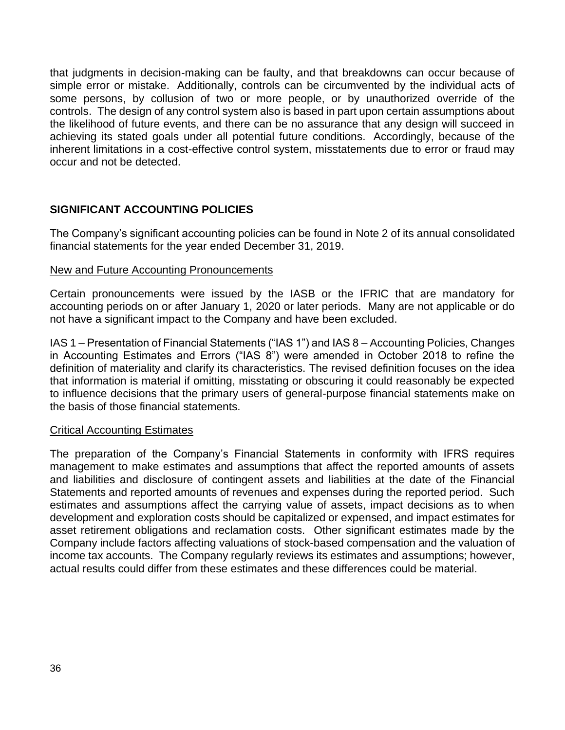that judgments in decision-making can be faulty, and that breakdowns can occur because of simple error or mistake. Additionally, controls can be circumvented by the individual acts of some persons, by collusion of two or more people, or by unauthorized override of the controls. The design of any control system also is based in part upon certain assumptions about the likelihood of future events, and there can be no assurance that any design will succeed in achieving its stated goals under all potential future conditions. Accordingly, because of the inherent limitations in a cost-effective control system, misstatements due to error or fraud may occur and not be detected.

## SIGNIFICANT ACCOUNTING POLICIES

The Company's significant accounting policies can be found in Note 2 of its annual consolidated financial statements for the year ended December 31, 2019.

### New and Future Accounting Pronouncements

Certain pronouncements were issued by the IASB or the IFRIC that are mandatory for accounting periods on or after January 1, 2020 or later periods. Many are not applicable or do not have a significant impact to the Company and have been excluded.

IAS 1 – Presentation of Financial Statements ("IAS 1") and IAS 8 – Accounting Policies, Changes in Accounting Estimates and Errors ("IAS 8") were amended in October 2018 to refine the definition of materiality and clarify its characteristics. The revised definition focuses on the idea that information is material if omitting, misstating or obscuring it could reasonably be expected to influence decisions that the primary users of general-purpose financial statements make on the basis of those financial statements.

### Critical Accounting Estimates

The preparation of the Company's Financial Statements in conformity with IFRS requires management to make estimates and assumptions that affect the reported amounts of assets and liabilities and disclosure of contingent assets and liabilities at the date of the Financial Statements and reported amounts of revenues and expenses during the reported period. Such estimates and assumptions affect the carrying value of assets, impact decisions as to when development and exploration costs should be capitalized or expensed, and impact estimates for asset retirement obligations and reclamation costs. Other significant estimates made by the Company include factors affecting valuations of stock-based compensation and the valuation of income tax accounts. The Company regularly reviews its estimates and assumptions; however, actual results could differ from these estimates and these differences could be material.